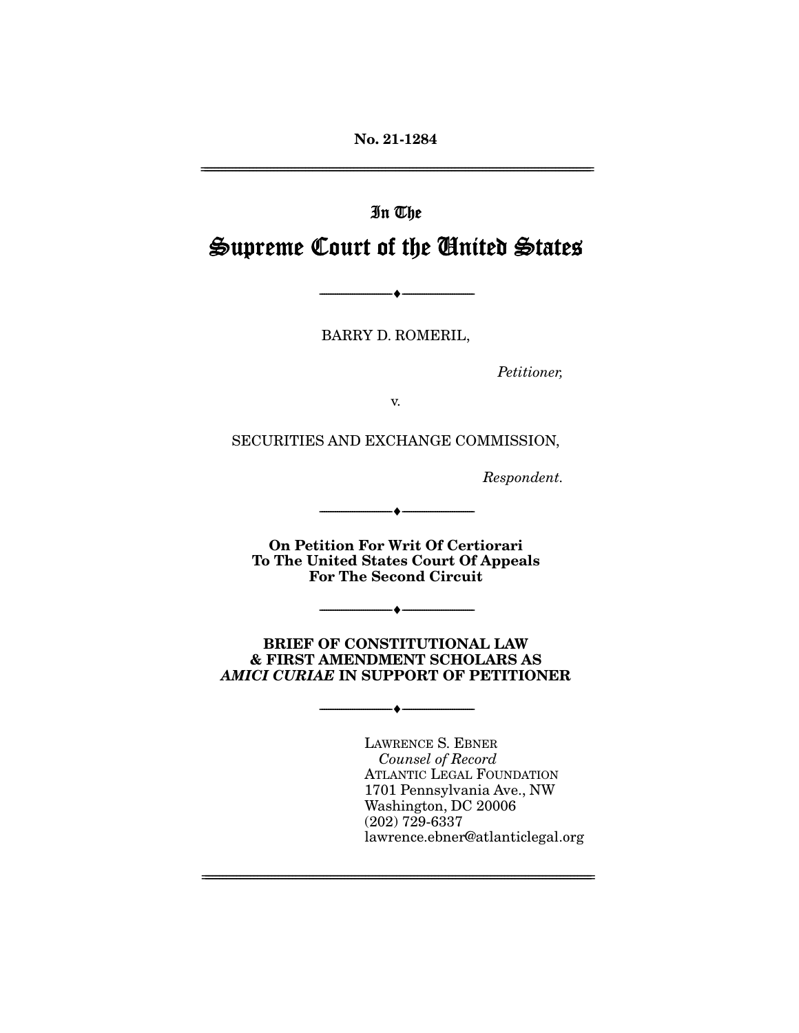No. 21-1284

---

In The

# Supreme Court of the United States

---

BARRY D. ROMERIL,

*Petitioner,*

v.

SECURITIES AND EXCHANGE COMMISSION,

*Respondent.*

---

**On Petition For Writ Of Certiorari To The United States Court Of Appeals For The Second Circuit**

---

**BRIEF OF CONSTITUTIONAL LAW & FIRST AMENDMENT SCHOLARS AS *AMICI CURIAE* IN SUPPORT OF PETITIONER**

---

LAWRENCE S. EBNER
*Counsel of Record*
ATLANTIC LEGAL FOUNDATION
1701 Pennsylvania Ave., NW
Washington, DC 20006
(202) 729-6337
lawrence.ebner@atlanticlegal.org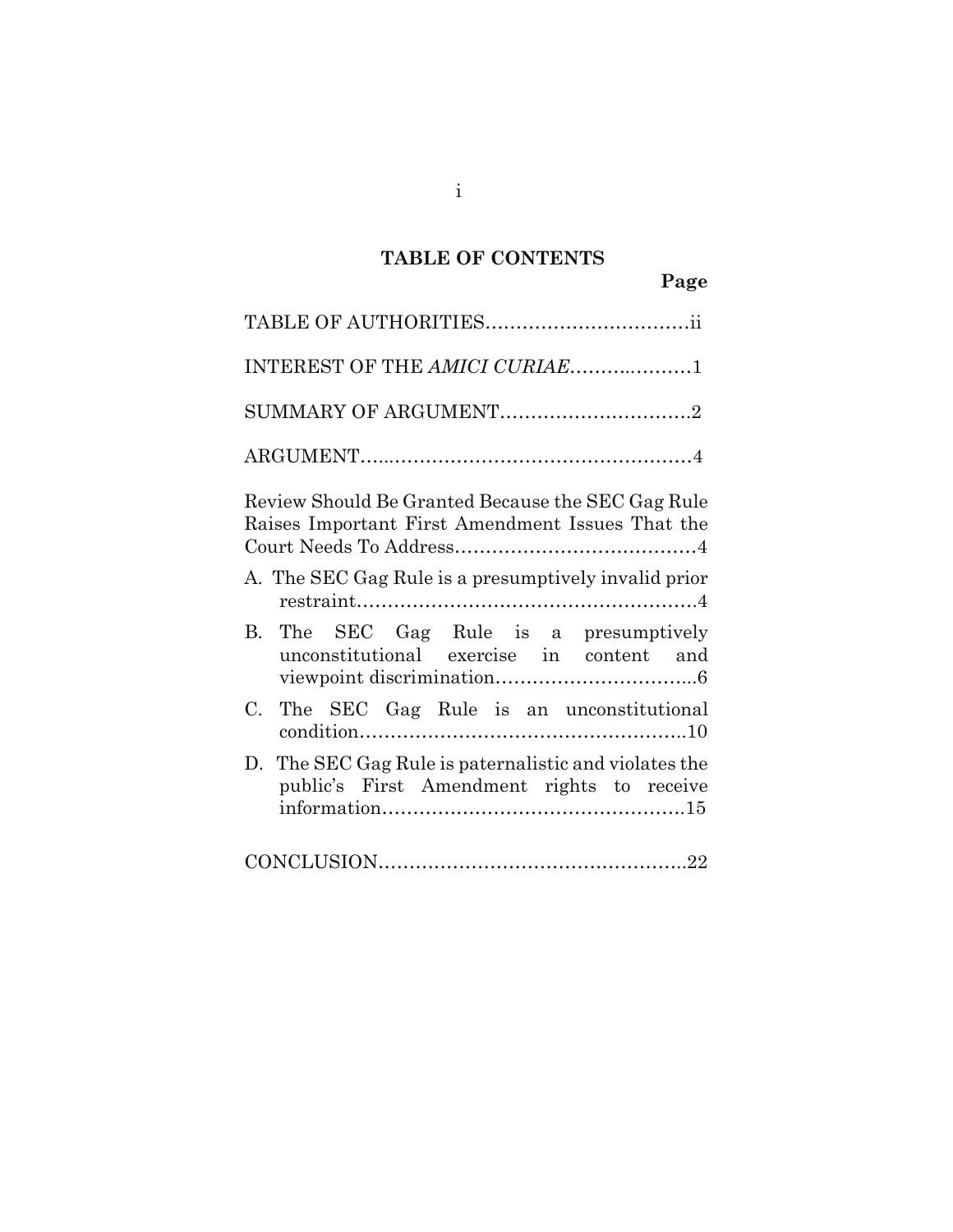# TABLE OF CONTENTS

**Page**

TABLE OF AUTHORITIES……………………………ii

INTEREST OF THE *AMICI CURIAE*……..………1

SUMMARY OF ARGUMENT…………………………2

ARGUMENT…..……………………………………………4

Review Should Be Granted Because the SEC Gag Rule Raises Important First Amendment Issues That the Court Needs To Address…………………………………4

A. The SEC Gag Rule is a presumptively invalid prior restraint…………………………………………………4

B. The SEC Gag Rule is a presumptively unconstitutional exercise in content and viewpoint discrimination…………………………...6

C. The SEC Gag Rule is an unconstitutional condition……………………………………………..10

D. The SEC Gag Rule is paternalistic and violates the public's First Amendment rights to receive information…………………………………………15

CONCLUSION…………………………………………..22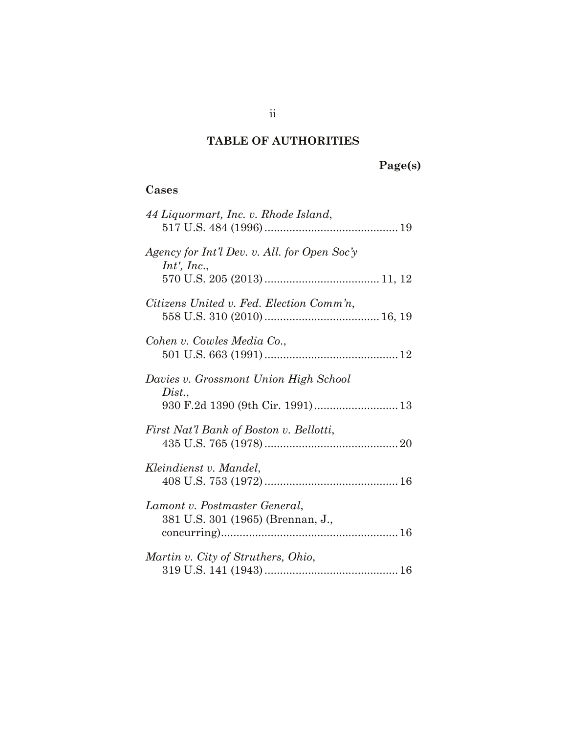# TABLE OF AUTHORITIES

**Page(s)**

## Cases

*44 Liquormart, Inc. v. Rhode Island*, 517 U.S. 484 (1996) ........................................... 19

*Agency for Int'l Dev. v. All. for Open Soc'y Int', Inc.*, 570 U.S. 205 (2013) ..................................... 11, 12

*Citizens United v. Fed. Election Comm'n*, 558 U.S. 310 (2010) ..................................... 16, 19

*Cohen v. Cowles Media Co.*, 501 U.S. 663 (1991) ........................................... 12

*Davies v. Grossmont Union High School Dist.*, 930 F.2d 1390 (9th Cir. 1991) ........................... 13

*First Nat'l Bank of Boston v. Bellotti*, 435 U.S. 765 (1978) ........................................... 20

*Kleindienst v. Mandel*, 408 U.S. 753 (1972) ........................................... 16

*Lamont v. Postmaster General*, 381 U.S. 301 (1965) (Brennan, J., concurring) ......................................................... 16

*Martin v. City of Struthers, Ohio*, 319 U.S. 141 (1943) ........................................... 16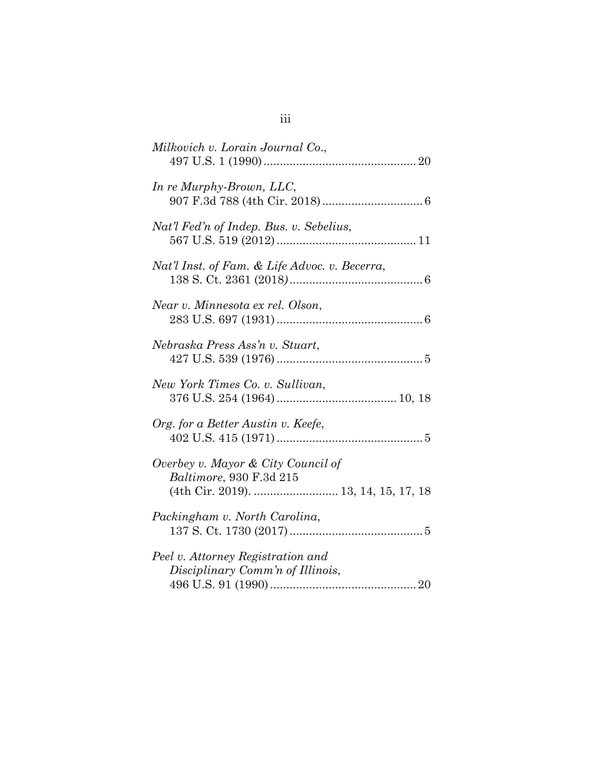*Milkovich v. Lorain Journal Co.*,
497 U.S. 1 (1990) ............................................... 20

*In re Murphy-Brown, LLC*,
907 F.3d 788 (4th Cir. 2018) ............................... 6

*Nat'l Fed'n of Indep. Bus. v. Sebelius*,
567 U.S. 519 (2012) ........................................... 11

*Nat'l Inst. of Fam. & Life Advoc. v. Becerra*,
138 S. Ct. 2361 (2018) ......................................... 6

*Near v. Minnesota ex rel. Olson*,
283 U.S. 697 (1931) ............................................. 6

*Nebraska Press Ass'n v. Stuart*,
427 U.S. 539 (1976) ............................................. 5

*New York Times Co. v. Sullivan*,
376 U.S. 254 (1964) ..................................... 10, 18

*Org. for a Better Austin v. Keefe*,
402 U.S. 415 (1971) ............................................. 5

*Overbey v. Mayor & City Council of Baltimore*, 930 F.3d 215
(4th Cir. 2019). .......................... 13, 14, 15, 17, 18

*Packingham v. North Carolina*,
137 S. Ct. 1730 (2017) ......................................... 5

*Peel v. Attorney Registration and Disciplinary Comm'n of Illinois*,
496 U.S. 91 (1990) ............................................. 20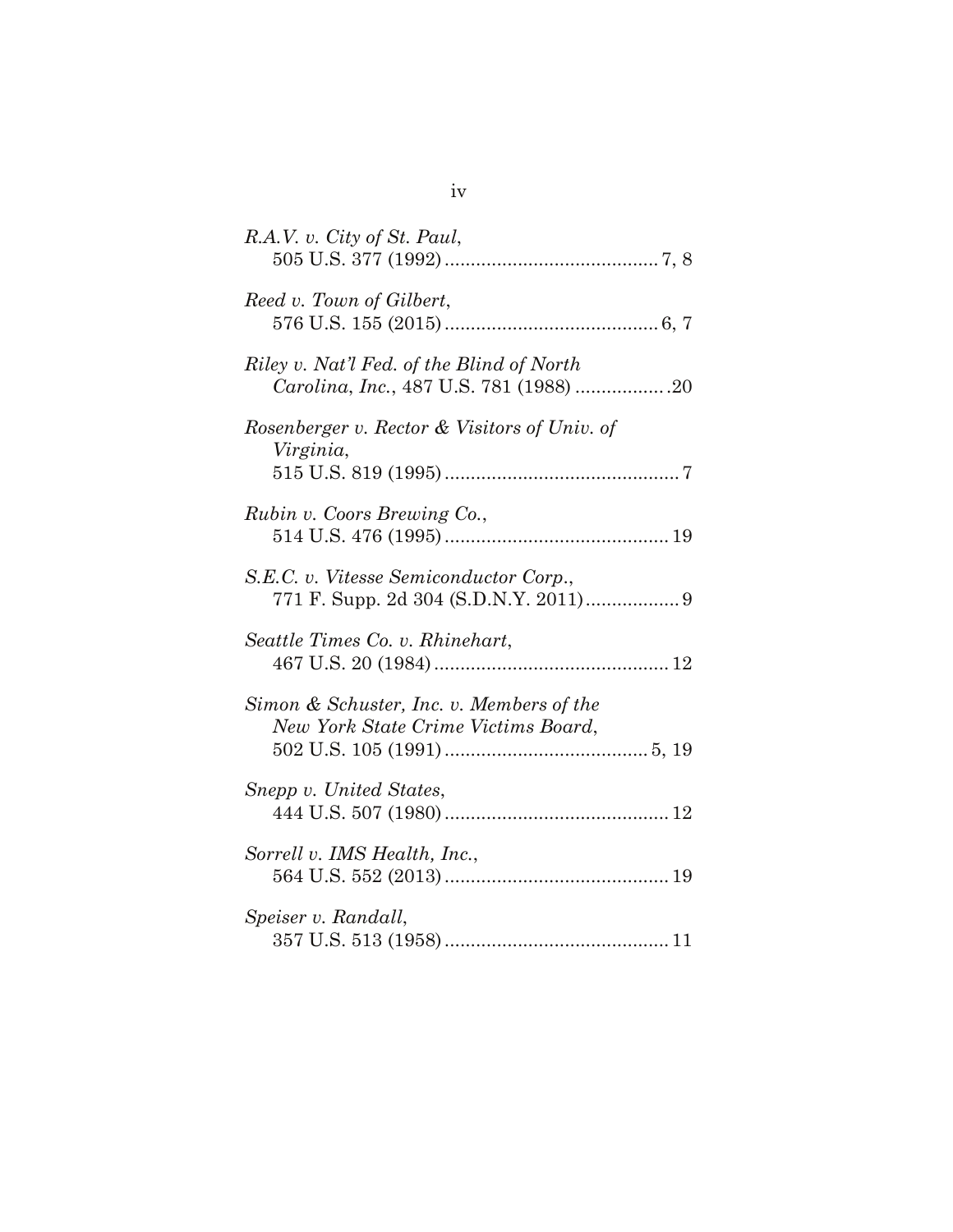*R.A.V. v. City of St. Paul*,
505 U.S. 377 (1992) .......................................... 7, 8

*Reed v. Town of Gilbert*,
576 U.S. 155 (2015) .......................................... 6, 7

*Riley v. Nat'l Fed. of the Blind of North Carolina, Inc.*, 487 U.S. 781 (1988) .................. 20

*Rosenberger v. Rector & Visitors of Univ. of Virginia*,
515 U.S. 819 (1995) .............................................. 7

*Rubin v. Coors Brewing Co.*,
514 U.S. 476 (1995) ............................................ 19

*S.E.C. v. Vitesse Semiconductor Corp.*,
771 F. Supp. 2d 304 (S.D.N.Y. 2011) .................. 9

*Seattle Times Co. v. Rhinehart*,
467 U.S. 20 (1984) .............................................. 12

*Simon & Schuster, Inc. v. Members of the New York State Crime Victims Board*,
502 U.S. 105 (1991) ........................................ 5, 19

*Snepp v. United States*,
444 U.S. 507 (1980) ............................................ 12

*Sorrell v. IMS Health, Inc.*,
564 U.S. 552 (2013) ............................................ 19

*Speiser v. Randall*,
357 U.S. 513 (1958) ............................................ 11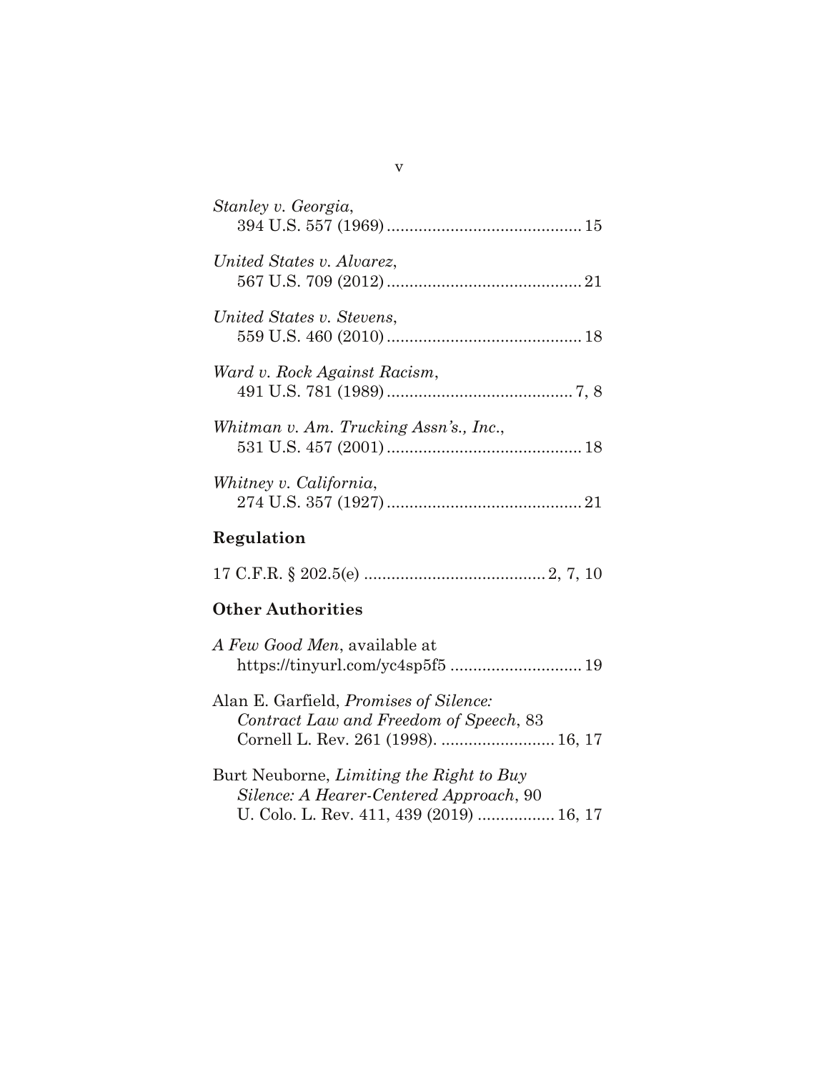*Stanley v. Georgia*,
394 U.S. 557 (1969) .......................................... 15

*United States v. Alvarez*,
567 U.S. 709 (2012) .......................................... 21

*United States v. Stevens*,
559 U.S. 460 (2010) .......................................... 18

*Ward v. Rock Against Racism*,
491 U.S. 781 (1989) ........................................ 7, 8

*Whitman v. Am. Trucking Assn's., Inc.*,
531 U.S. 457 (2001) .......................................... 18

*Whitney v. California*,
274 U.S. 357 (1927) .......................................... 21

## Regulation

17 C.F.R. § 202.5(e) ....................................... 2, 7, 10

## Other Authorities

*A Few Good Men*, available at
https://tinyurl.com/yc4sp5f5 ............................ 19

Alan E. Garfield, *Promises of Silence: Contract Law and Freedom of Speech*, 83 Cornell L. Rev. 261 (1998). ........................ 16, 17

Burt Neuborne, *Limiting the Right to Buy Silence: A Hearer-Centered Approach*, 90 U. Colo. L. Rev. 411, 439 (2019) ................ 16, 17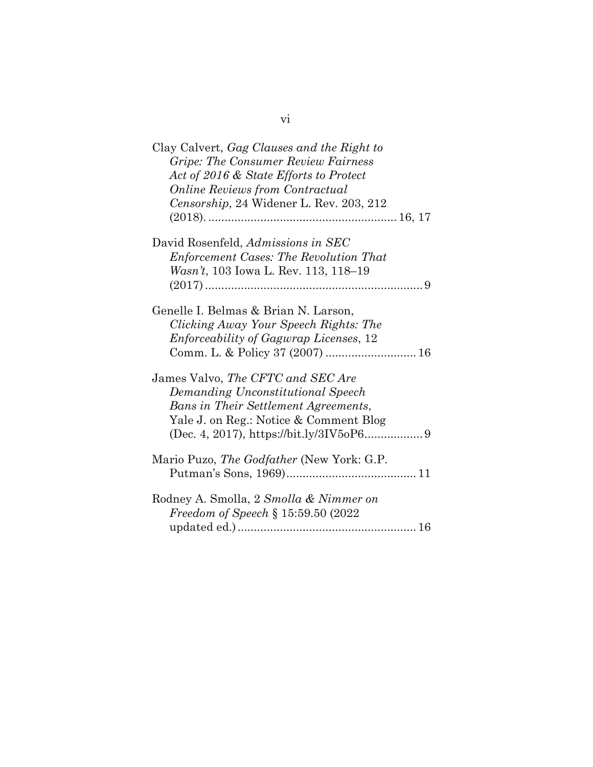Clay Calvert, *Gag Clauses and the Right to Gripe: The Consumer Review Fairness Act of 2016 & State Efforts to Protect Online Reviews from Contractual Censorship*, 24 Widener L. Rev. 203, 212 (2018). ........................................................ 16, 17

David Rosenfeld, *Admissions in SEC Enforcement Cases: The Revolution That Wasn't*, 103 Iowa L. Rev. 113, 118–19 (2017) .................................................................. 9

Genelle I. Belmas & Brian N. Larson, *Clicking Away Your Speech Rights: The Enforceability of Gagwrap Licenses*, 12 Comm. L. & Policy 37 (2007) ........................... 16

James Valvo, *The CFTC and SEC Are Demanding Unconstitutional Speech Bans in Their Settlement Agreements*, Yale J. on Reg.: Notice & Comment Blog (Dec. 4, 2017), https://bit.ly/3IV5oP6.................. 9

Mario Puzo, *The Godfather* (New York: G.P. Putman's Sons, 1969)........................................ 11

Rodney A. Smolla, 2 *Smolla & Nimmer on Freedom of Speech* § 15:59.50 (2022 updated ed.)....................................................... 16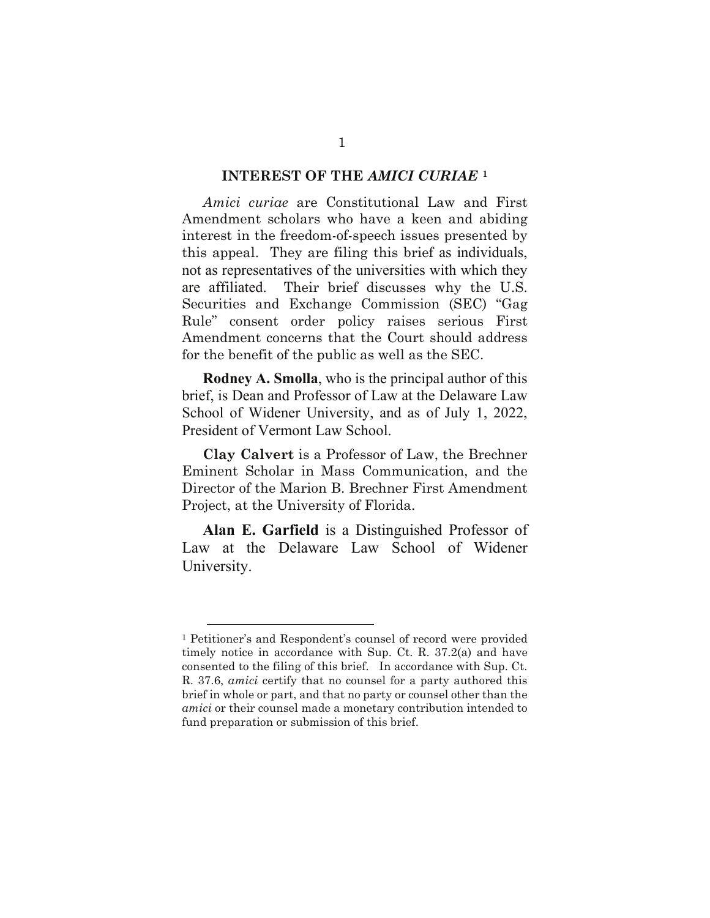## INTEREST OF THE *AMICI CURIAE* [1]

*Amici curiae* are Constitutional Law and First Amendment scholars who have a keen and abiding interest in the freedom-of-speech issues presented by this appeal. They are filing this brief as individuals, not as representatives of the universities with which they are affiliated. Their brief discusses why the U.S. Securities and Exchange Commission (SEC) "Gag Rule" consent order policy raises serious First Amendment concerns that the Court should address for the benefit of the public as well as the SEC.

**Rodney A. Smolla**, who is the principal author of this brief, is Dean and Professor of Law at the Delaware Law School of Widener University, and as of July 1, 2022, President of Vermont Law School.

**Clay Calvert** is a Professor of Law, the Brechner Eminent Scholar in Mass Communication, and the Director of the Marion B. Brechner First Amendment Project, at the University of Florida.

**Alan E. Garfield** is a Distinguished Professor of Law at the Delaware Law School of Widener University.

---

[1] Petitioner's and Respondent's counsel of record were provided timely notice in accordance with Sup. Ct. R. 37.2(a) and have consented to the filing of this brief. In accordance with Sup. Ct. R. 37.6, *amici* certify that no counsel for a party authored this brief in whole or part, and that no party or counsel other than the *amici* or their counsel made a monetary contribution intended to fund preparation or submission of this brief.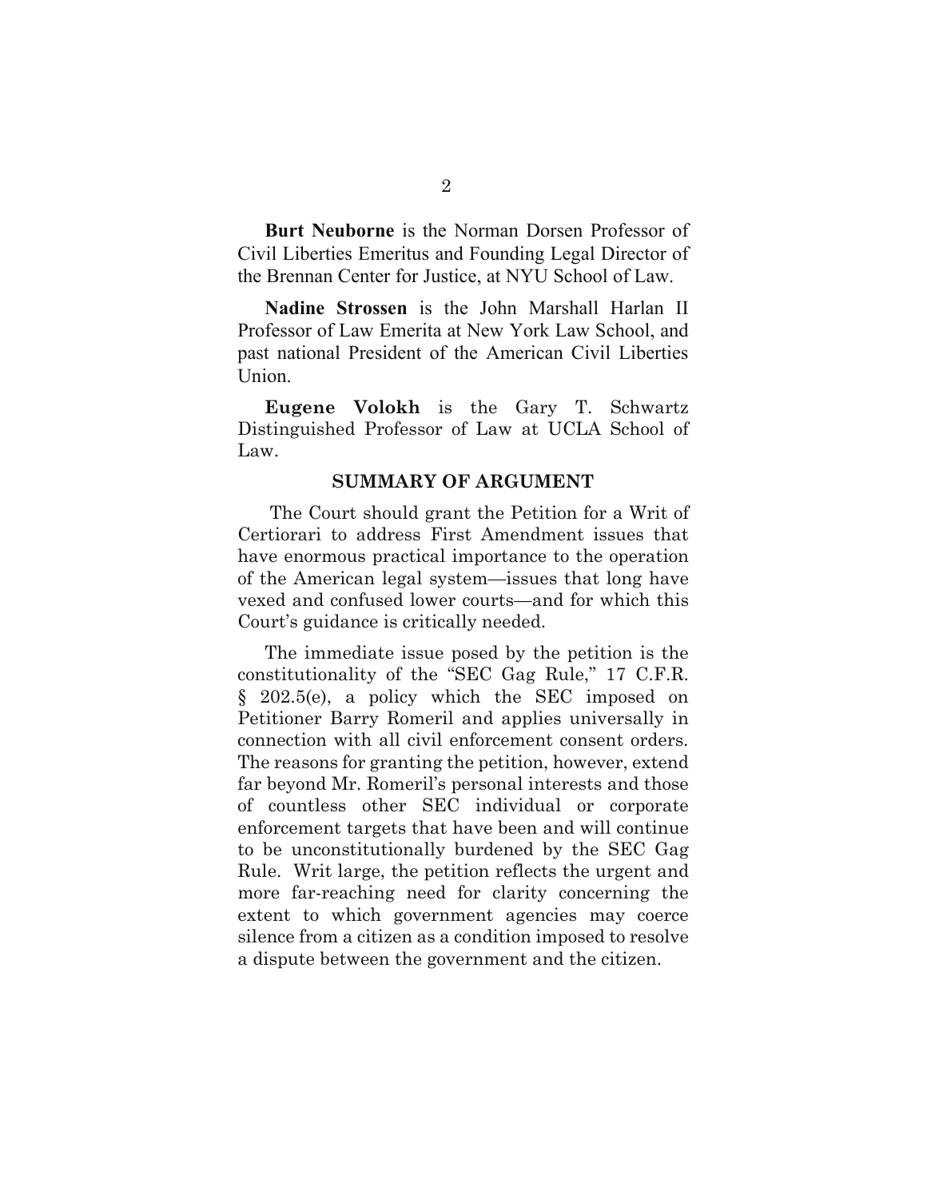**Burt Neuborne** is the Norman Dorsen Professor of Civil Liberties Emeritus and Founding Legal Director of the Brennan Center for Justice, at NYU School of Law.

**Nadine Strossen** is the John Marshall Harlan II Professor of Law Emerita at New York Law School, and past national President of the American Civil Liberties Union.

**Eugene Volokh** is the Gary T. Schwartz Distinguished Professor of Law at UCLA School of Law.

## SUMMARY OF ARGUMENT

The Court should grant the Petition for a Writ of Certiorari to address First Amendment issues that have enormous practical importance to the operation of the American legal system—issues that long have vexed and confused lower courts—and for which this Court's guidance is critically needed.

The immediate issue posed by the petition is the constitutionality of the "SEC Gag Rule," 17 C.F.R. § 202.5(e), a policy which the SEC imposed on Petitioner Barry Romeril and applies universally in connection with all civil enforcement consent orders. The reasons for granting the petition, however, extend far beyond Mr. Romeril's personal interests and those of countless other SEC individual or corporate enforcement targets that have been and will continue to be unconstitutionally burdened by the SEC Gag Rule. Writ large, the petition reflects the urgent and more far-reaching need for clarity concerning the extent to which government agencies may coerce silence from a citizen as a condition imposed to resolve a dispute between the government and the citizen.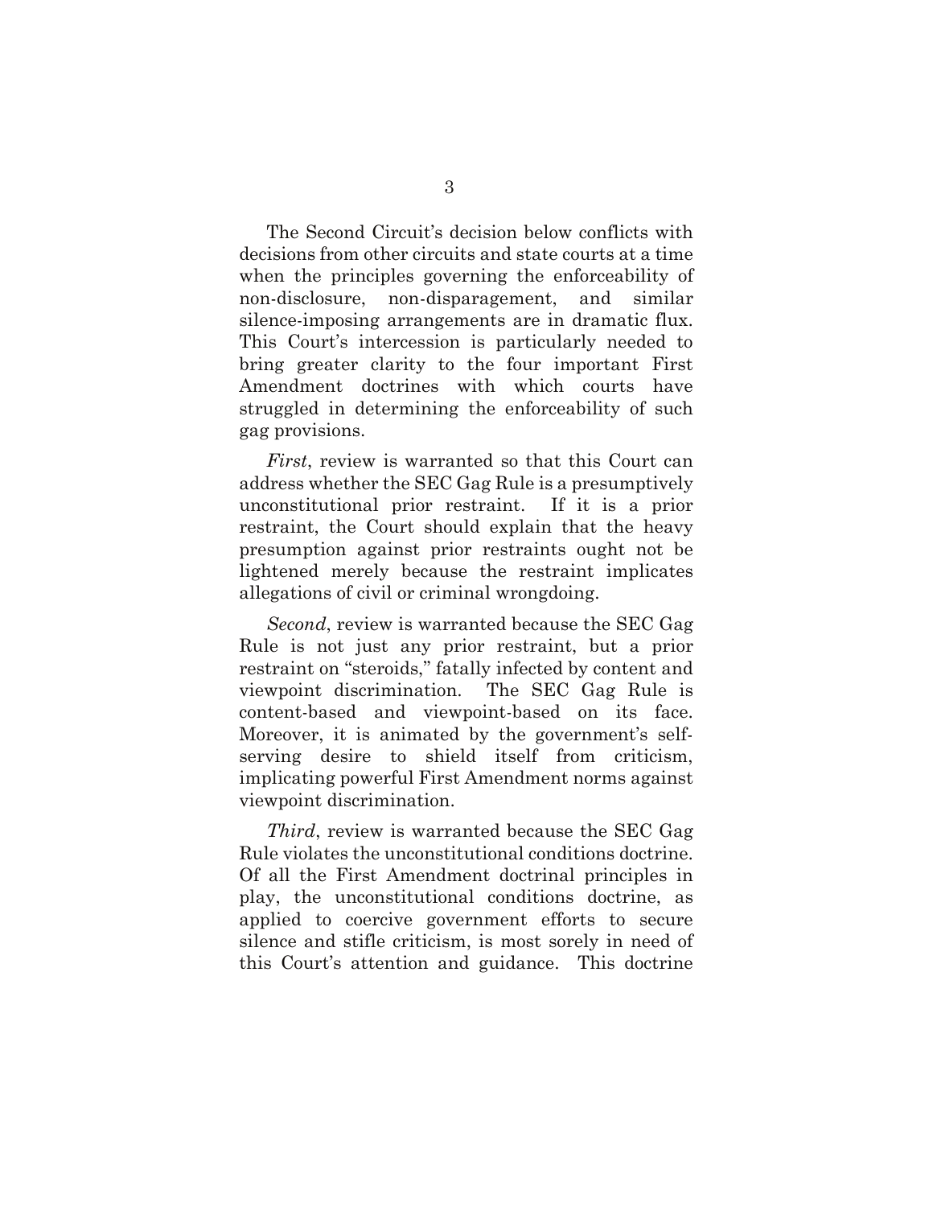The Second Circuit's decision below conflicts with decisions from other circuits and state courts at a time when the principles governing the enforceability of non-disclosure, non-disparagement, and similar silence-imposing arrangements are in dramatic flux. This Court's intercession is particularly needed to bring greater clarity to the four important First Amendment doctrines with which courts have struggled in determining the enforceability of such gag provisions.

*First*, review is warranted so that this Court can address whether the SEC Gag Rule is a presumptively unconstitutional prior restraint. If it is a prior restraint, the Court should explain that the heavy presumption against prior restraints ought not be lightened merely because the restraint implicates allegations of civil or criminal wrongdoing.

*Second*, review is warranted because the SEC Gag Rule is not just any prior restraint, but a prior restraint on "steroids," fatally infected by content and viewpoint discrimination. The SEC Gag Rule is content-based and viewpoint-based on its face. Moreover, it is animated by the government's self-serving desire to shield itself from criticism, implicating powerful First Amendment norms against viewpoint discrimination.

*Third*, review is warranted because the SEC Gag Rule violates the unconstitutional conditions doctrine. Of all the First Amendment doctrinal principles in play, the unconstitutional conditions doctrine, as applied to coercive government efforts to secure silence and stifle criticism, is most sorely in need of this Court's attention and guidance. This doctrine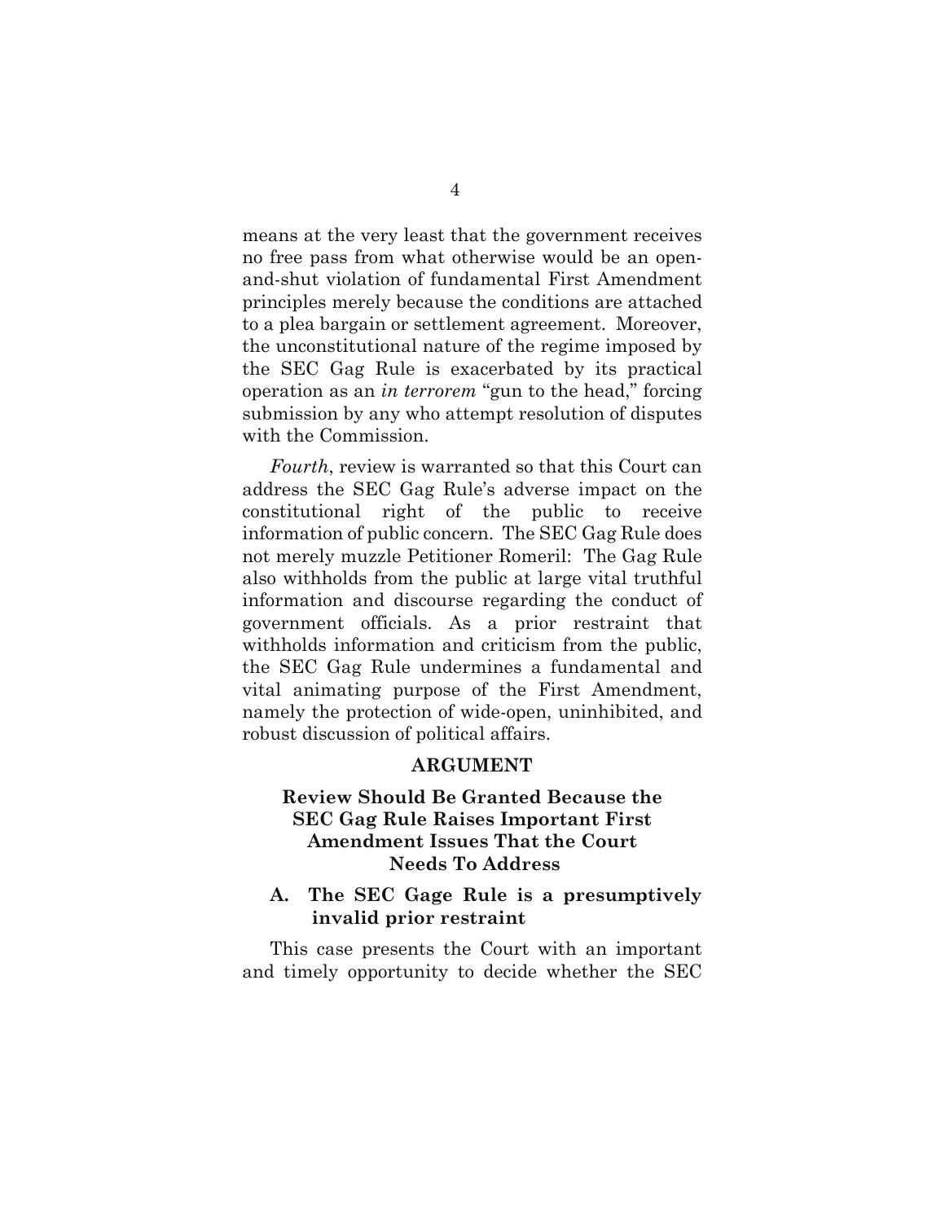means at the very least that the government receives no free pass from what otherwise would be an open-and-shut violation of fundamental First Amendment principles merely because the conditions are attached to a plea bargain or settlement agreement. Moreover, the unconstitutional nature of the regime imposed by the SEC Gag Rule is exacerbated by its practical operation as an *in terrorem* "gun to the head," forcing submission by any who attempt resolution of disputes with the Commission.

*Fourth*, review is warranted so that this Court can address the SEC Gag Rule's adverse impact on the constitutional right of the public to receive information of public concern. The SEC Gag Rule does not merely muzzle Petitioner Romeril: The Gag Rule also withholds from the public at large vital truthful information and discourse regarding the conduct of government officials. As a prior restraint that withholds information and criticism from the public, the SEC Gag Rule undermines a fundamental and vital animating purpose of the First Amendment, namely the protection of wide-open, uninhibited, and robust discussion of political affairs.

## ARGUMENT

### Review Should Be Granted Because the SEC Gag Rule Raises Important First Amendment Issues That the Court Needs To Address

#### A. The SEC Gage Rule is a presumptively invalid prior restraint

This case presents the Court with an important and timely opportunity to decide whether the SEC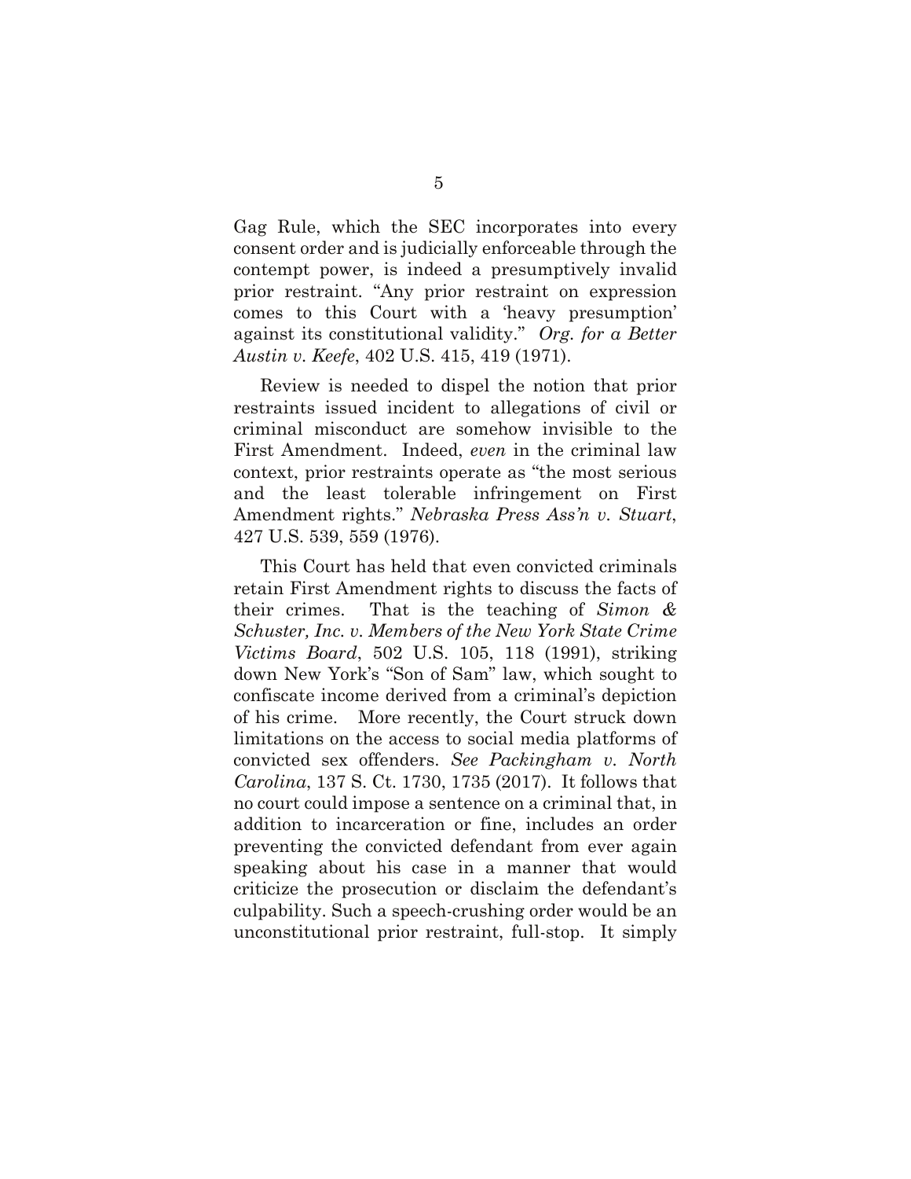Gag Rule, which the SEC incorporates into every consent order and is judicially enforceable through the contempt power, is indeed a presumptively invalid prior restraint. "Any prior restraint on expression comes to this Court with a 'heavy presumption' against its constitutional validity." *Org. for a Better Austin v. Keefe*, 402 U.S. 415, 419 (1971).

Review is needed to dispel the notion that prior restraints issued incident to allegations of civil or criminal misconduct are somehow invisible to the First Amendment. Indeed, *even* in the criminal law context, prior restraints operate as "the most serious and the least tolerable infringement on First Amendment rights." *Nebraska Press Ass'n v. Stuart*, 427 U.S. 539, 559 (1976).

This Court has held that even convicted criminals retain First Amendment rights to discuss the facts of their crimes. That is the teaching of *Simon & Schuster, Inc. v. Members of the New York State Crime Victims Board*, 502 U.S. 105, 118 (1991), striking down New York's "Son of Sam" law, which sought to confiscate income derived from a criminal's depiction of his crime. More recently, the Court struck down limitations on the access to social media platforms of convicted sex offenders. *See Packingham v. North Carolina*, 137 S. Ct. 1730, 1735 (2017). It follows that no court could impose a sentence on a criminal that, in addition to incarceration or fine, includes an order preventing the convicted defendant from ever again speaking about his case in a manner that would criticize the prosecution or disclaim the defendant's culpability. Such a speech-crushing order would be an unconstitutional prior restraint, full-stop. It simply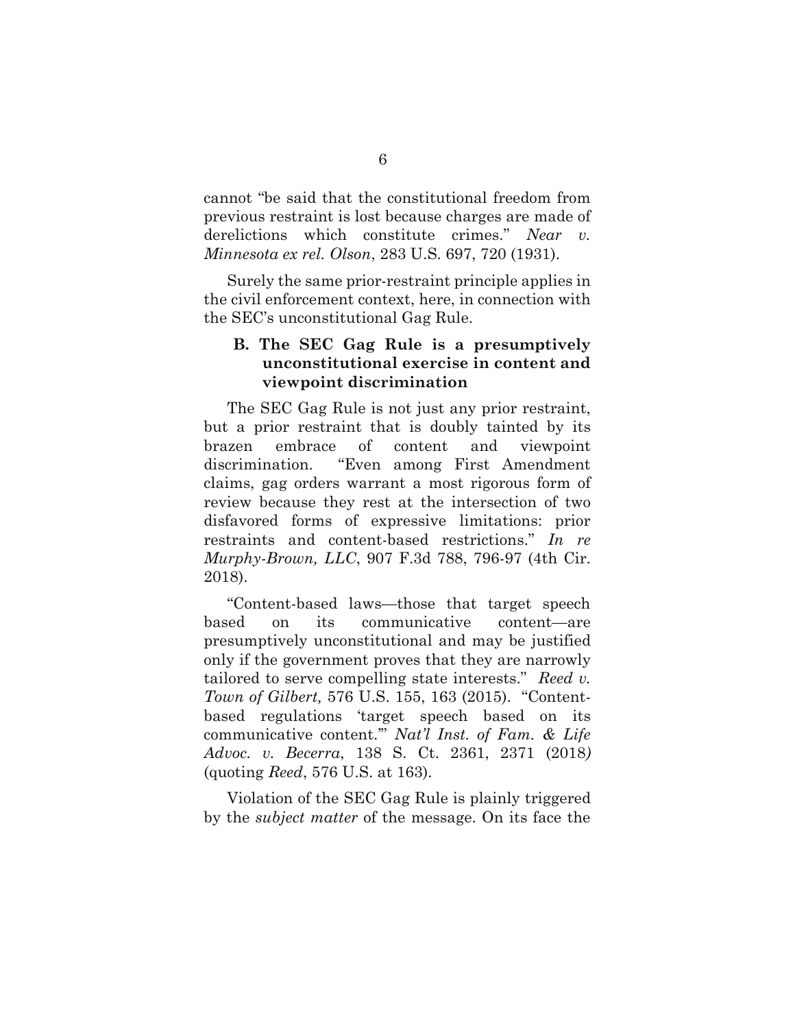cannot "be said that the constitutional freedom from previous restraint is lost because charges are made of derelictions which constitute crimes." *Near v. Minnesota ex rel. Olson*, 283 U.S. 697, 720 (1931).

Surely the same prior-restraint principle applies in the civil enforcement context, here, in connection with the SEC's unconstitutional Gag Rule.

### B. The SEC Gag Rule is a presumptively unconstitutional exercise in content and viewpoint discrimination

The SEC Gag Rule is not just any prior restraint, but a prior restraint that is doubly tainted by its brazen embrace of content and viewpoint discrimination. "Even among First Amendment claims, gag orders warrant a most rigorous form of review because they rest at the intersection of two disfavored forms of expressive limitations: prior restraints and content-based restrictions." *In re Murphy-Brown, LLC*, 907 F.3d 788, 796-97 (4th Cir. 2018).

"Content-based laws—those that target speech based on its communicative content—are presumptively unconstitutional and may be justified only if the government proves that they are narrowly tailored to serve compelling state interests." *Reed v. Town of Gilbert,* 576 U.S. 155, 163 (2015). "Content-based regulations 'target speech based on its communicative content.'" *Nat'l Inst. of Fam. & Life Advoc. v. Becerra*, 138 S. Ct. 2361, 2371 (2018) (quoting *Reed*, 576 U.S. at 163).

Violation of the SEC Gag Rule is plainly triggered by the *subject matter* of the message. On its face the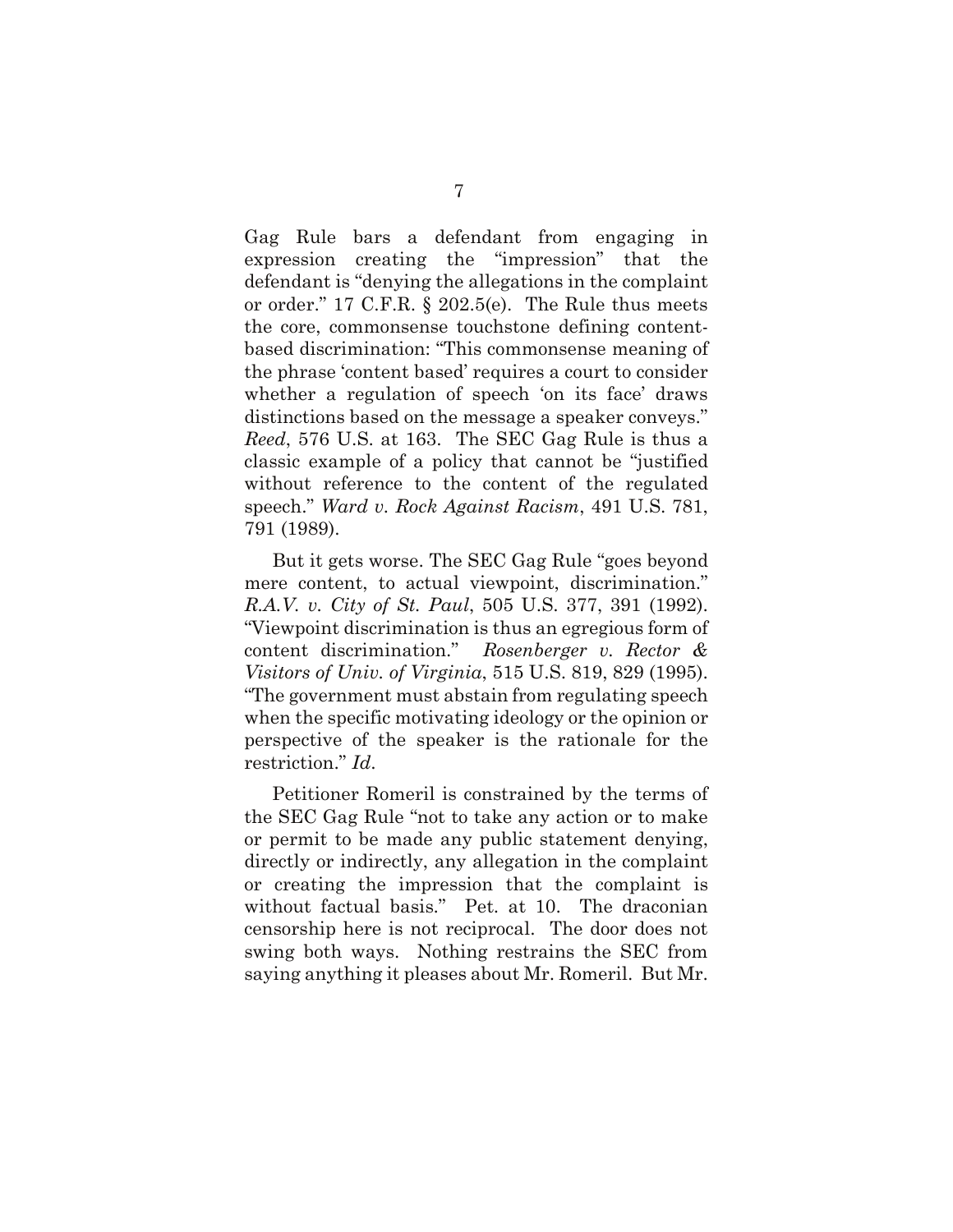Gag Rule bars a defendant from engaging in expression creating the "impression" that the defendant is "denying the allegations in the complaint or order." 17 C.F.R. § 202.5(e). The Rule thus meets the core, commonsense touchstone defining content-based discrimination: "This commonsense meaning of the phrase 'content based' requires a court to consider whether a regulation of speech 'on its face' draws distinctions based on the message a speaker conveys." *Reed*, 576 U.S. at 163. The SEC Gag Rule is thus a classic example of a policy that cannot be "justified without reference to the content of the regulated speech." *Ward v. Rock Against Racism*, 491 U.S. 781, 791 (1989).

But it gets worse. The SEC Gag Rule "goes beyond mere content, to actual viewpoint, discrimination." *R.A.V. v. City of St. Paul*, 505 U.S. 377, 391 (1992). "Viewpoint discrimination is thus an egregious form of content discrimination." *Rosenberger v. Rector & Visitors of Univ. of Virginia*, 515 U.S. 819, 829 (1995). "The government must abstain from regulating speech when the specific motivating ideology or the opinion or perspective of the speaker is the rationale for the restriction." *Id*.

Petitioner Romeril is constrained by the terms of the SEC Gag Rule "not to take any action or to make or permit to be made any public statement denying, directly or indirectly, any allegation in the complaint or creating the impression that the complaint is without factual basis." Pet. at 10. The draconian censorship here is not reciprocal. The door does not swing both ways. Nothing restrains the SEC from saying anything it pleases about Mr. Romeril. But Mr.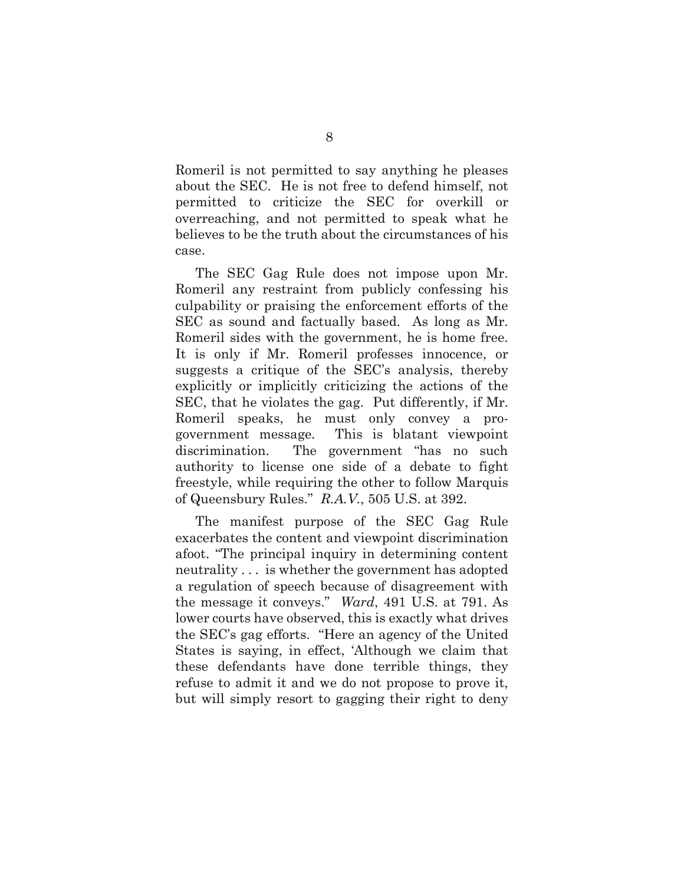Romeril is not permitted to say anything he pleases about the SEC. He is not free to defend himself, not permitted to criticize the SEC for overkill or overreaching, and not permitted to speak what he believes to be the truth about the circumstances of his case.

The SEC Gag Rule does not impose upon Mr. Romeril any restraint from publicly confessing his culpability or praising the enforcement efforts of the SEC as sound and factually based. As long as Mr. Romeril sides with the government, he is home free. It is only if Mr. Romeril professes innocence, or suggests a critique of the SEC's analysis, thereby explicitly or implicitly criticizing the actions of the SEC, that he violates the gag. Put differently, if Mr. Romeril speaks, he must only convey a pro-government message. This is blatant viewpoint discrimination. The government "has no such authority to license one side of a debate to fight freestyle, while requiring the other to follow Marquis of Queensbury Rules." *R.A.V.*, 505 U.S. at 392.

The manifest purpose of the SEC Gag Rule exacerbates the content and viewpoint discrimination afoot. "The principal inquiry in determining content neutrality . . . is whether the government has adopted a regulation of speech because of disagreement with the message it conveys." *Ward*, 491 U.S. at 791. As lower courts have observed, this is exactly what drives the SEC's gag efforts. "Here an agency of the United States is saying, in effect, 'Although we claim that these defendants have done terrible things, they refuse to admit it and we do not propose to prove it, but will simply resort to gagging their right to deny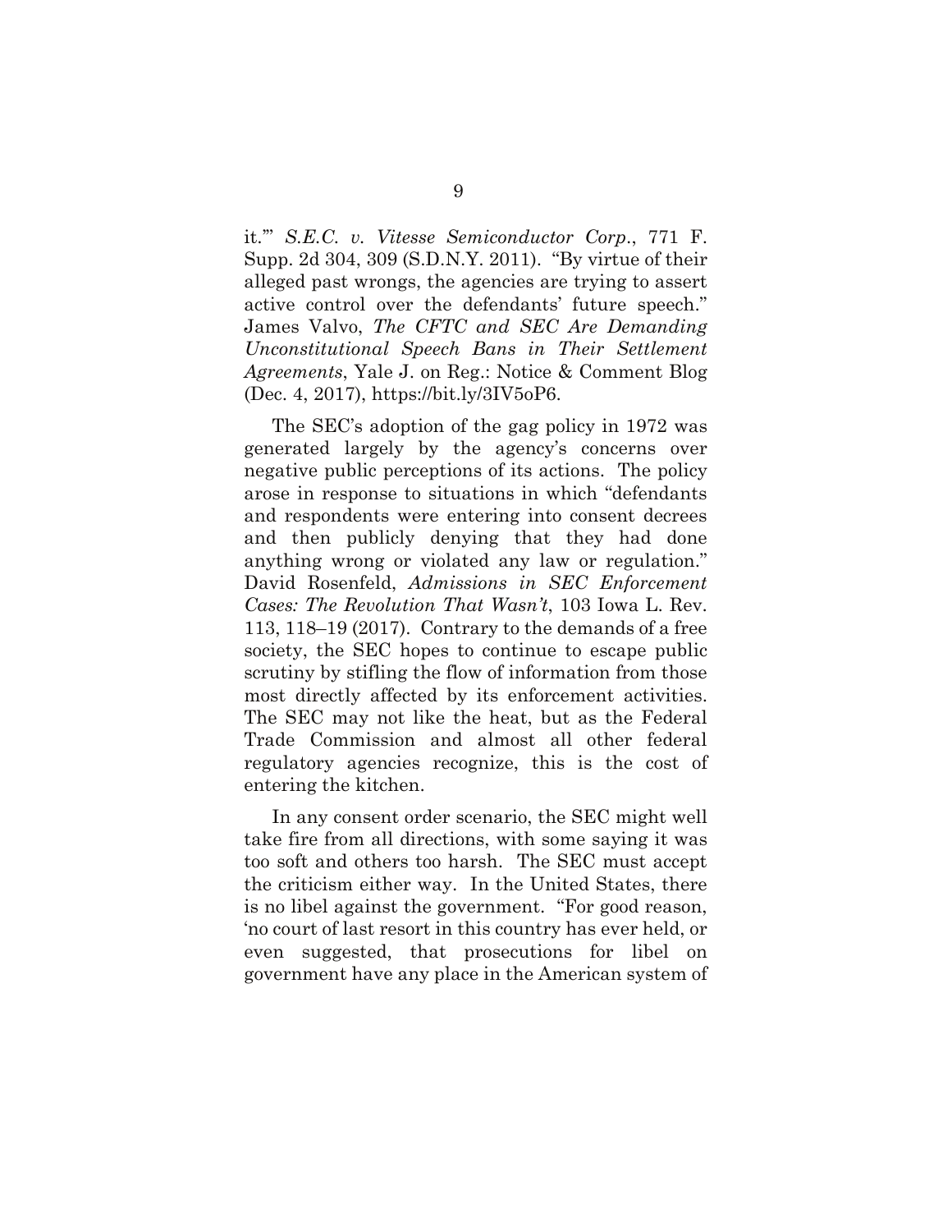it.'" *S.E.C. v. Vitesse Semiconductor Corp.*, 771 F. Supp. 2d 304, 309 (S.D.N.Y. 2011). "By virtue of their alleged past wrongs, the agencies are trying to assert active control over the defendants' future speech." James Valvo, *The CFTC and SEC Are Demanding Unconstitutional Speech Bans in Their Settlement Agreements*, Yale J. on Reg.: Notice & Comment Blog (Dec. 4, 2017), https://bit.ly/3IV5oP6.

The SEC's adoption of the gag policy in 1972 was generated largely by the agency's concerns over negative public perceptions of its actions. The policy arose in response to situations in which "defendants and respondents were entering into consent decrees and then publicly denying that they had done anything wrong or violated any law or regulation." David Rosenfeld, *Admissions in SEC Enforcement Cases: The Revolution That Wasn't*, 103 Iowa L. Rev. 113, 118–19 (2017). Contrary to the demands of a free society, the SEC hopes to continue to escape public scrutiny by stifling the flow of information from those most directly affected by its enforcement activities. The SEC may not like the heat, but as the Federal Trade Commission and almost all other federal regulatory agencies recognize, this is the cost of entering the kitchen.

In any consent order scenario, the SEC might well take fire from all directions, with some saying it was too soft and others too harsh. The SEC must accept the criticism either way. In the United States, there is no libel against the government. "For good reason, 'no court of last resort in this country has ever held, or even suggested, that prosecutions for libel on government have any place in the American system of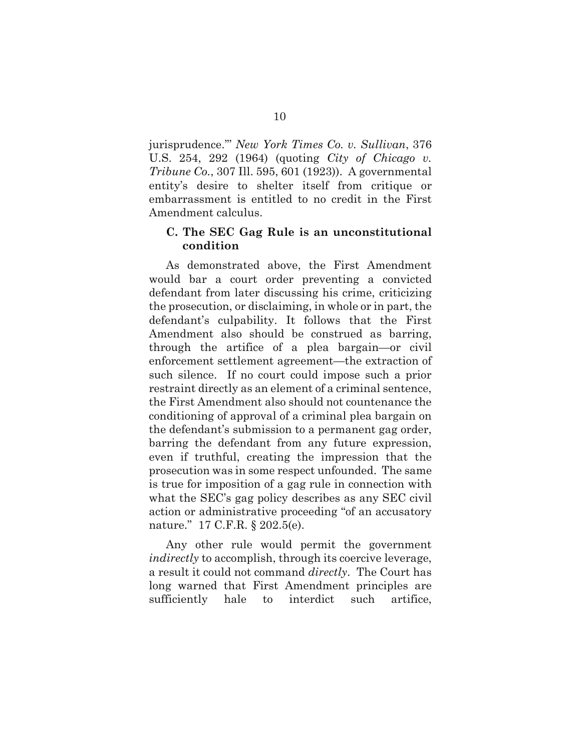jurisprudence.'" *New York Times Co. v. Sullivan*, 376 U.S. 254, 292 (1964) (quoting *City of Chicago v. Tribune Co.*, 307 Ill. 595, 601 (1923)). A governmental entity's desire to shelter itself from critique or embarrassment is entitled to no credit in the First Amendment calculus.

### C. The SEC Gag Rule is an unconstitutional condition

As demonstrated above, the First Amendment would bar a court order preventing a convicted defendant from later discussing his crime, criticizing the prosecution, or disclaiming, in whole or in part, the defendant's culpability. It follows that the First Amendment also should be construed as barring, through the artifice of a plea bargain—or civil enforcement settlement agreement—the extraction of such silence. If no court could impose such a prior restraint directly as an element of a criminal sentence, the First Amendment also should not countenance the conditioning of approval of a criminal plea bargain on the defendant's submission to a permanent gag order, barring the defendant from any future expression, even if truthful, creating the impression that the prosecution was in some respect unfounded. The same is true for imposition of a gag rule in connection with what the SEC's gag policy describes as any SEC civil action or administrative proceeding "of an accusatory nature." 17 C.F.R. § 202.5(e).

Any other rule would permit the government *indirectly* to accomplish, through its coercive leverage, a result it could not command *directly*. The Court has long warned that First Amendment principles are sufficiently hale to interdict such artifice,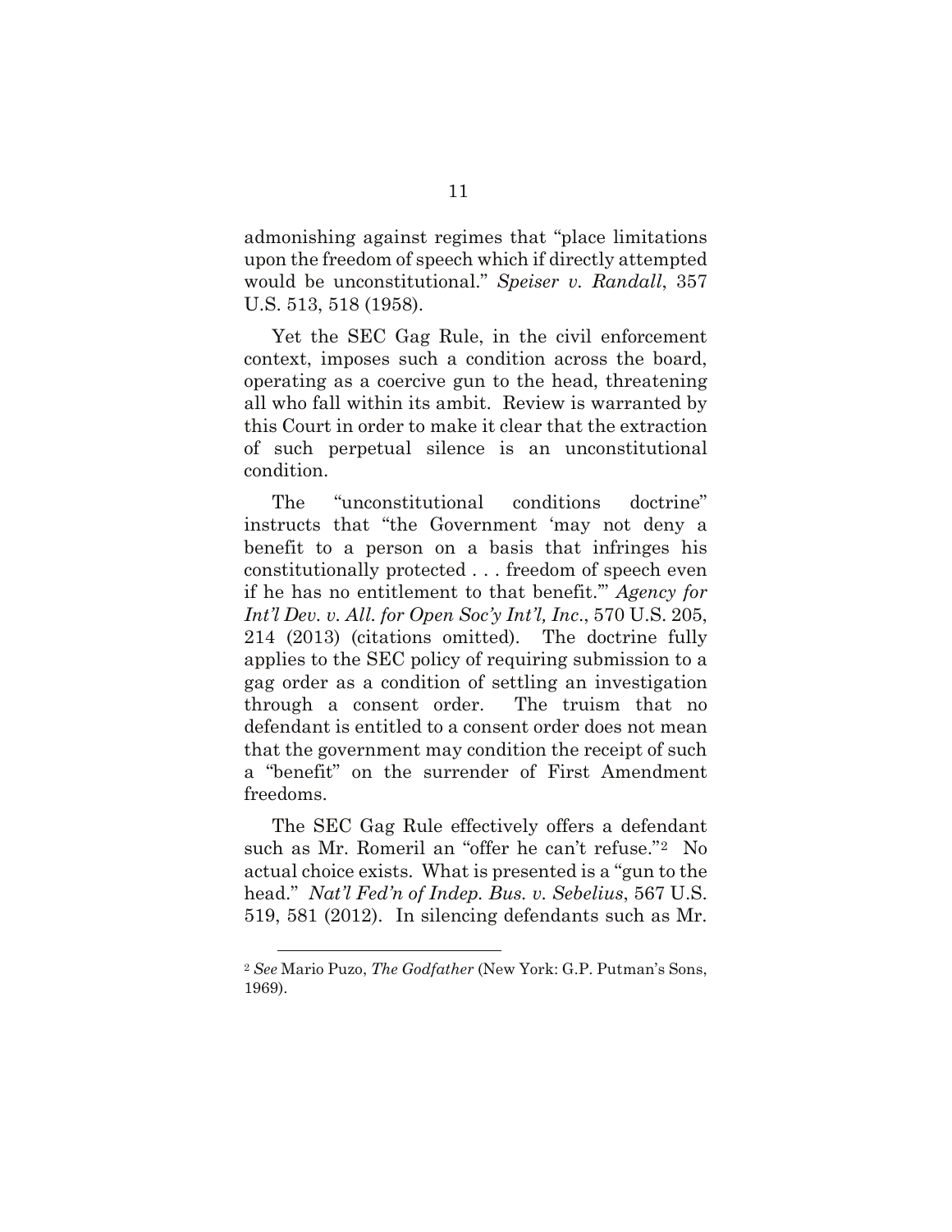admonishing against regimes that "place limitations upon the freedom of speech which if directly attempted would be unconstitutional." *Speiser v. Randall*, 357 U.S. 513, 518 (1958).

Yet the SEC Gag Rule, in the civil enforcement context, imposes such a condition across the board, operating as a coercive gun to the head, threatening all who fall within its ambit. Review is warranted by this Court in order to make it clear that the extraction of such perpetual silence is an unconstitutional condition.

The "unconstitutional conditions doctrine" instructs that "the Government 'may not deny a benefit to a person on a basis that infringes his constitutionally protected . . . freedom of speech even if he has no entitlement to that benefit.'" *Agency for Int'l Dev. v. All. for Open Soc'y Int'l, Inc.*, 570 U.S. 205, 214 (2013) (citations omitted). The doctrine fully applies to the SEC policy of requiring submission to a gag order as a condition of settling an investigation through a consent order. The truism that no defendant is entitled to a consent order does not mean that the government may condition the receipt of such a "benefit" on the surrender of First Amendment freedoms.

The SEC Gag Rule effectively offers a defendant such as Mr. Romeril an "offer he can't refuse."[2] No actual choice exists. What is presented is a "gun to the head." *Nat'l Fed'n of Indep. Bus. v. Sebelius*, 567 U.S. 519, 581 (2012). In silencing defendants such as Mr.

---

[2] *See* Mario Puzo, *The Godfather* (New York: G.P. Putman's Sons, 1969).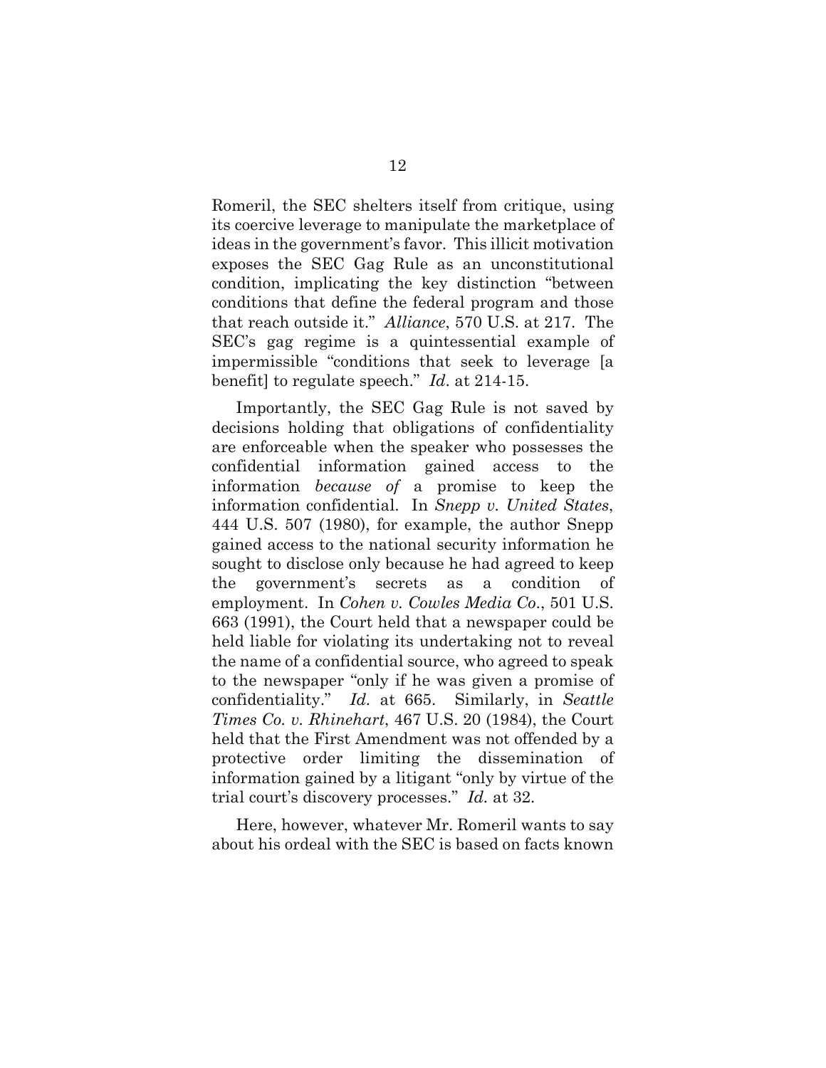Romeril, the SEC shelters itself from critique, using its coercive leverage to manipulate the marketplace of ideas in the government's favor. This illicit motivation exposes the SEC Gag Rule as an unconstitutional condition, implicating the key distinction "between conditions that define the federal program and those that reach outside it." *Alliance*, 570 U.S. at 217. The SEC's gag regime is a quintessential example of impermissible "conditions that seek to leverage [a benefit] to regulate speech." *Id.* at 214-15.

Importantly, the SEC Gag Rule is not saved by decisions holding that obligations of confidentiality are enforceable when the speaker who possesses the confidential information gained access to the information *because of* a promise to keep the information confidential. In *Snepp v. United States*, 444 U.S. 507 (1980), for example, the author Snepp gained access to the national security information he sought to disclose only because he had agreed to keep the government's secrets as a condition of employment. In *Cohen v. Cowles Media Co.*, 501 U.S. 663 (1991), the Court held that a newspaper could be held liable for violating its undertaking not to reveal the name of a confidential source, who agreed to speak to the newspaper "only if he was given a promise of confidentiality." *Id.* at 665. Similarly, in *Seattle Times Co. v. Rhinehart*, 467 U.S. 20 (1984), the Court held that the First Amendment was not offended by a protective order limiting the dissemination of information gained by a litigant "only by virtue of the trial court's discovery processes." *Id.* at 32.

Here, however, whatever Mr. Romeril wants to say about his ordeal with the SEC is based on facts known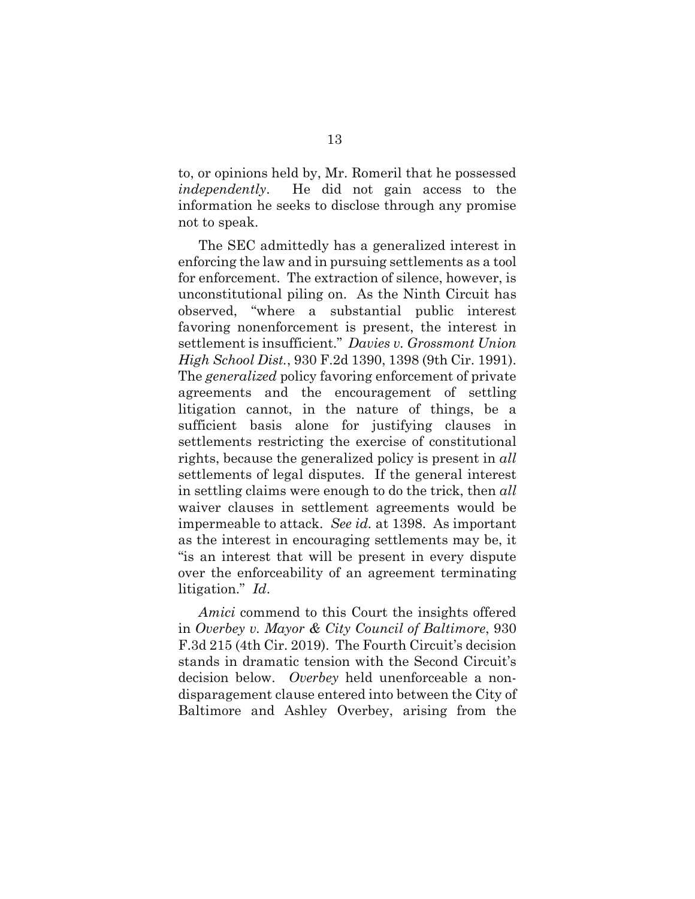to, or opinions held by, Mr. Romeril that he possessed *independently*. He did not gain access to the information he seeks to disclose through any promise not to speak.

The SEC admittedly has a generalized interest in enforcing the law and in pursuing settlements as a tool for enforcement. The extraction of silence, however, is unconstitutional piling on. As the Ninth Circuit has observed, "where a substantial public interest favoring nonenforcement is present, the interest in settlement is insufficient." *Davies v. Grossmont Union High School Dist.*, 930 F.2d 1390, 1398 (9th Cir. 1991). The *generalized* policy favoring enforcement of private agreements and the encouragement of settling litigation cannot, in the nature of things, be a sufficient basis alone for justifying clauses in settlements restricting the exercise of constitutional rights, because the generalized policy is present in *all* settlements of legal disputes. If the general interest in settling claims were enough to do the trick, then *all* waiver clauses in settlement agreements would be impermeable to attack. *See id.* at 1398. As important as the interest in encouraging settlements may be, it "is an interest that will be present in every dispute over the enforceability of an agreement terminating litigation." *Id*.

*Amici* commend to this Court the insights offered in *Overbey v. Mayor & City Council of Baltimore*, 930 F.3d 215 (4th Cir. 2019). The Fourth Circuit's decision stands in dramatic tension with the Second Circuit's decision below. *Overbey* held unenforceable a non-disparagement clause entered into between the City of Baltimore and Ashley Overbey, arising from the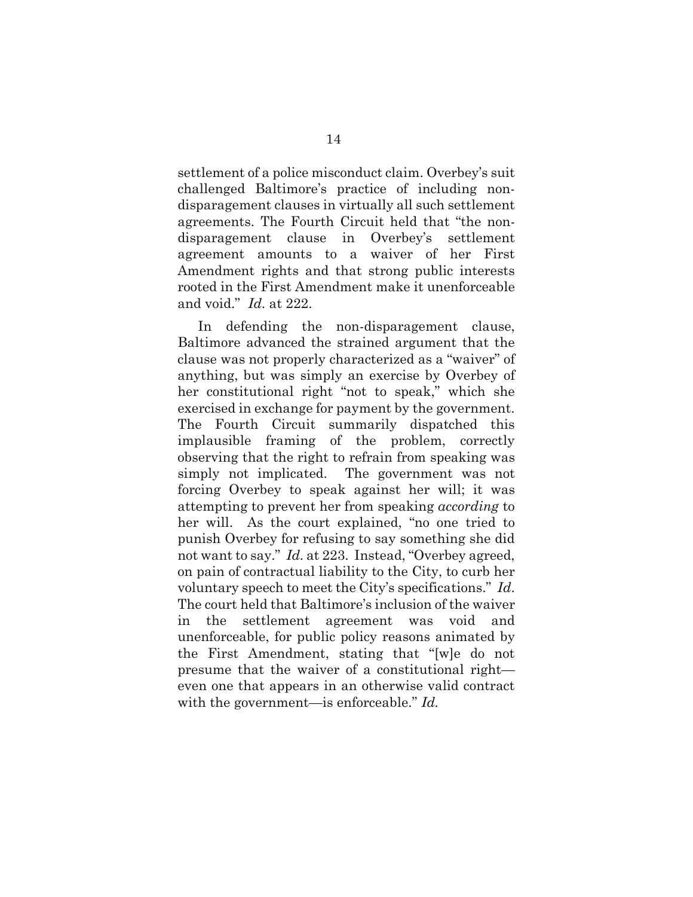settlement of a police misconduct claim. Overbey's suit challenged Baltimore's practice of including non-disparagement clauses in virtually all such settlement agreements. The Fourth Circuit held that "the non-disparagement clause in Overbey's settlement agreement amounts to a waiver of her First Amendment rights and that strong public interests rooted in the First Amendment make it unenforceable and void." *Id.* at 222.

In defending the non-disparagement clause, Baltimore advanced the strained argument that the clause was not properly characterized as a "waiver" of anything, but was simply an exercise by Overbey of her constitutional right "not to speak," which she exercised in exchange for payment by the government. The Fourth Circuit summarily dispatched this implausible framing of the problem, correctly observing that the right to refrain from speaking was simply not implicated. The government was not forcing Overbey to speak against her will; it was attempting to prevent her from speaking *according* to her will. As the court explained, "no one tried to punish Overbey for refusing to say something she did not want to say." *Id.* at 223. Instead, "Overbey agreed, on pain of contractual liability to the City, to curb her voluntary speech to meet the City's specifications." *Id.* The court held that Baltimore's inclusion of the waiver in the settlement agreement was void and unenforceable, for public policy reasons animated by the First Amendment, stating that "[w]e do not presume that the waiver of a constitutional right—even one that appears in an otherwise valid contract with the government—is enforceable." *Id.*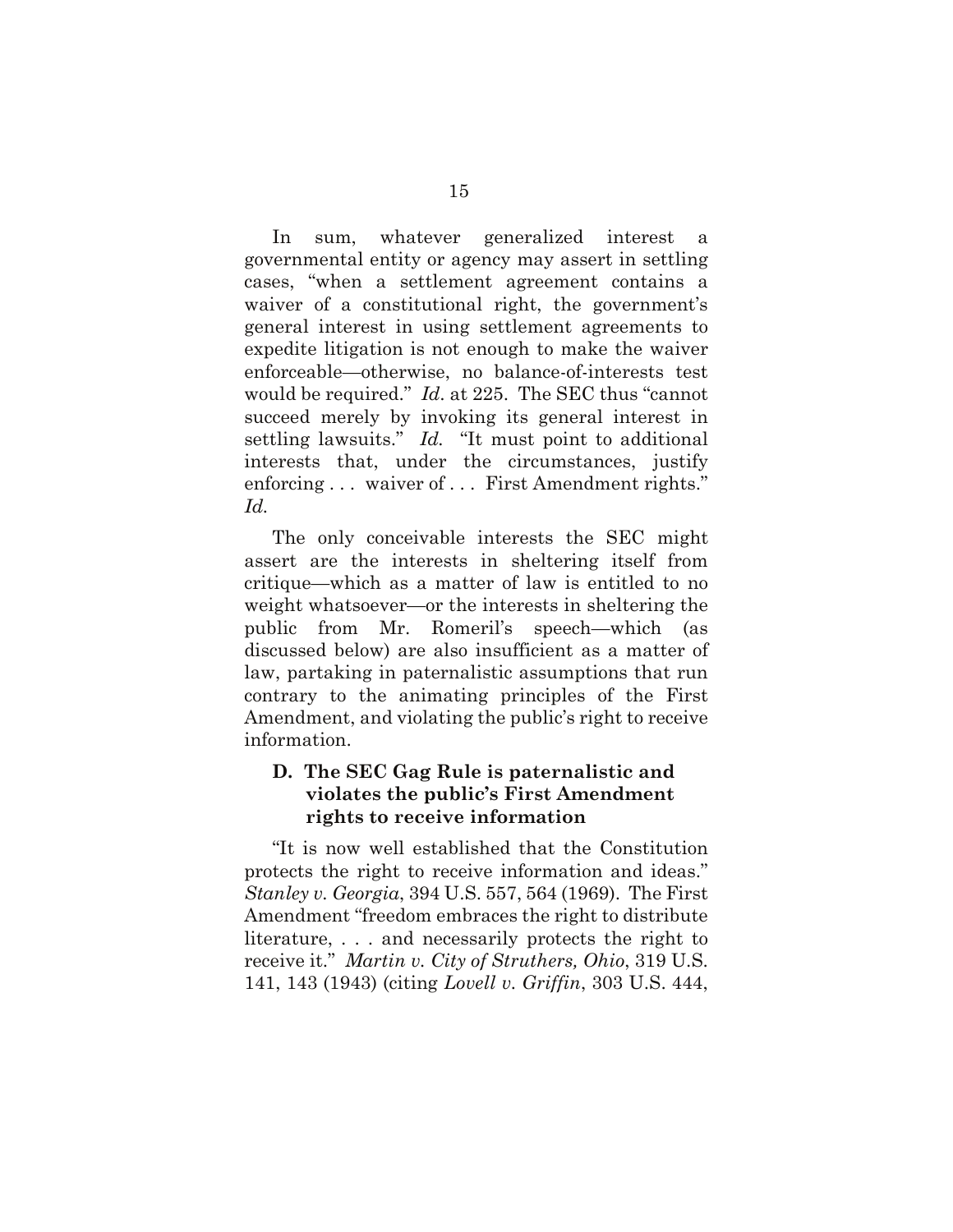In sum, whatever generalized interest a governmental entity or agency may assert in settling cases, "when a settlement agreement contains a waiver of a constitutional right, the government's general interest in using settlement agreements to expedite litigation is not enough to make the waiver enforceable—otherwise, no balance-of-interests test would be required." *Id.* at 225. The SEC thus "cannot succeed merely by invoking its general interest in settling lawsuits." *Id.* "It must point to additional interests that, under the circumstances, justify enforcing . . . waiver of . . . First Amendment rights." *Id.*

The only conceivable interests the SEC might assert are the interests in sheltering itself from critique—which as a matter of law is entitled to no weight whatsoever—or the interests in sheltering the public from Mr. Romeril's speech—which (as discussed below) are also insufficient as a matter of law, partaking in paternalistic assumptions that run contrary to the animating principles of the First Amendment, and violating the public's right to receive information.

### D. The SEC Gag Rule is paternalistic and violates the public's First Amendment rights to receive information

"It is now well established that the Constitution protects the right to receive information and ideas." *Stanley v. Georgia*, 394 U.S. 557, 564 (1969). The First Amendment "freedom embraces the right to distribute literature, . . . and necessarily protects the right to receive it." *Martin v. City of Struthers, Ohio*, 319 U.S. 141, 143 (1943) (citing *Lovell v. Griffin*, 303 U.S. 444,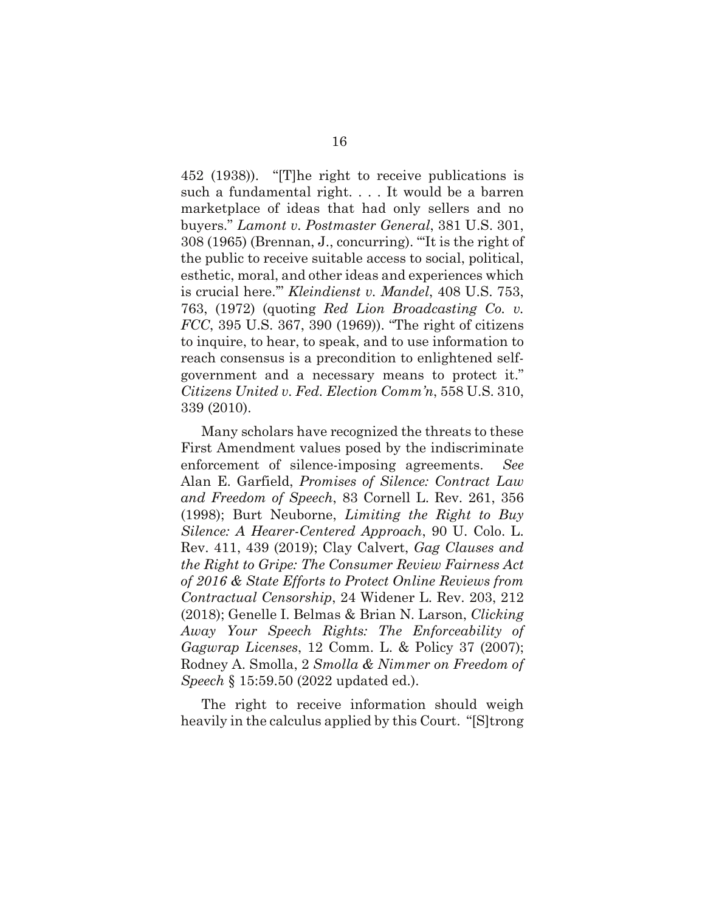452 (1938)). "[T]he right to receive publications is such a fundamental right. . . . It would be a barren marketplace of ideas that had only sellers and no buyers." *Lamont v. Postmaster General*, 381 U.S. 301, 308 (1965) (Brennan, J., concurring). "'It is the right of the public to receive suitable access to social, political, esthetic, moral, and other ideas and experiences which is crucial here.'" *Kleindienst v. Mandel*, 408 U.S. 753, 763, (1972) (quoting *Red Lion Broadcasting Co. v. FCC*, 395 U.S. 367, 390 (1969)). "The right of citizens to inquire, to hear, to speak, and to use information to reach consensus is a precondition to enlightened self-government and a necessary means to protect it." *Citizens United v. Fed. Election Comm'n*, 558 U.S. 310, 339 (2010).

Many scholars have recognized the threats to these First Amendment values posed by the indiscriminate enforcement of silence-imposing agreements. *See* Alan E. Garfield, *Promises of Silence: Contract Law and Freedom of Speech*, 83 Cornell L. Rev. 261, 356 (1998); Burt Neuborne, *Limiting the Right to Buy Silence: A Hearer-Centered Approach*, 90 U. Colo. L. Rev. 411, 439 (2019); Clay Calvert, *Gag Clauses and the Right to Gripe: The Consumer Review Fairness Act of 2016 & State Efforts to Protect Online Reviews from Contractual Censorship*, 24 Widener L. Rev. 203, 212 (2018); Genelle I. Belmas & Brian N. Larson, *Clicking Away Your Speech Rights: The Enforceability of Gagwrap Licenses*, 12 Comm. L. & Policy 37 (2007); Rodney A. Smolla, 2 *Smolla & Nimmer on Freedom of Speech* § 15:59.50 (2022 updated ed.).

The right to receive information should weigh heavily in the calculus applied by this Court. "[S]trong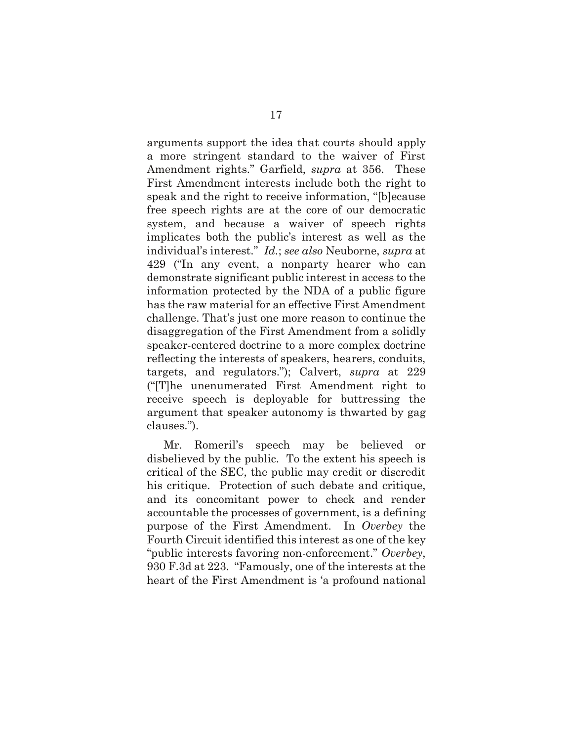arguments support the idea that courts should apply a more stringent standard to the waiver of First Amendment rights." Garfield, *supra* at 356. These First Amendment interests include both the right to speak and the right to receive information, "[b]ecause free speech rights are at the core of our democratic system, and because a waiver of speech rights implicates both the public's interest as well as the individual's interest." *Id.*; *see also* Neuborne, *supra* at 429 ("In any event, a nonparty hearer who can demonstrate significant public interest in access to the information protected by the NDA of a public figure has the raw material for an effective First Amendment challenge. That's just one more reason to continue the disaggregation of the First Amendment from a solidly speaker-centered doctrine to a more complex doctrine reflecting the interests of speakers, hearers, conduits, targets, and regulators."); Calvert, *supra* at 229 ("[T]he unenumerated First Amendment right to receive speech is deployable for buttressing the argument that speaker autonomy is thwarted by gag clauses.").

Mr. Romeril's speech may be believed or disbelieved by the public. To the extent his speech is critical of the SEC, the public may credit or discredit his critique. Protection of such debate and critique, and its concomitant power to check and render accountable the processes of government, is a defining purpose of the First Amendment. In *Overbey* the Fourth Circuit identified this interest as one of the key "public interests favoring non-enforcement." *Overbey*, 930 F.3d at 223. "Famously, one of the interests at the heart of the First Amendment is 'a profound national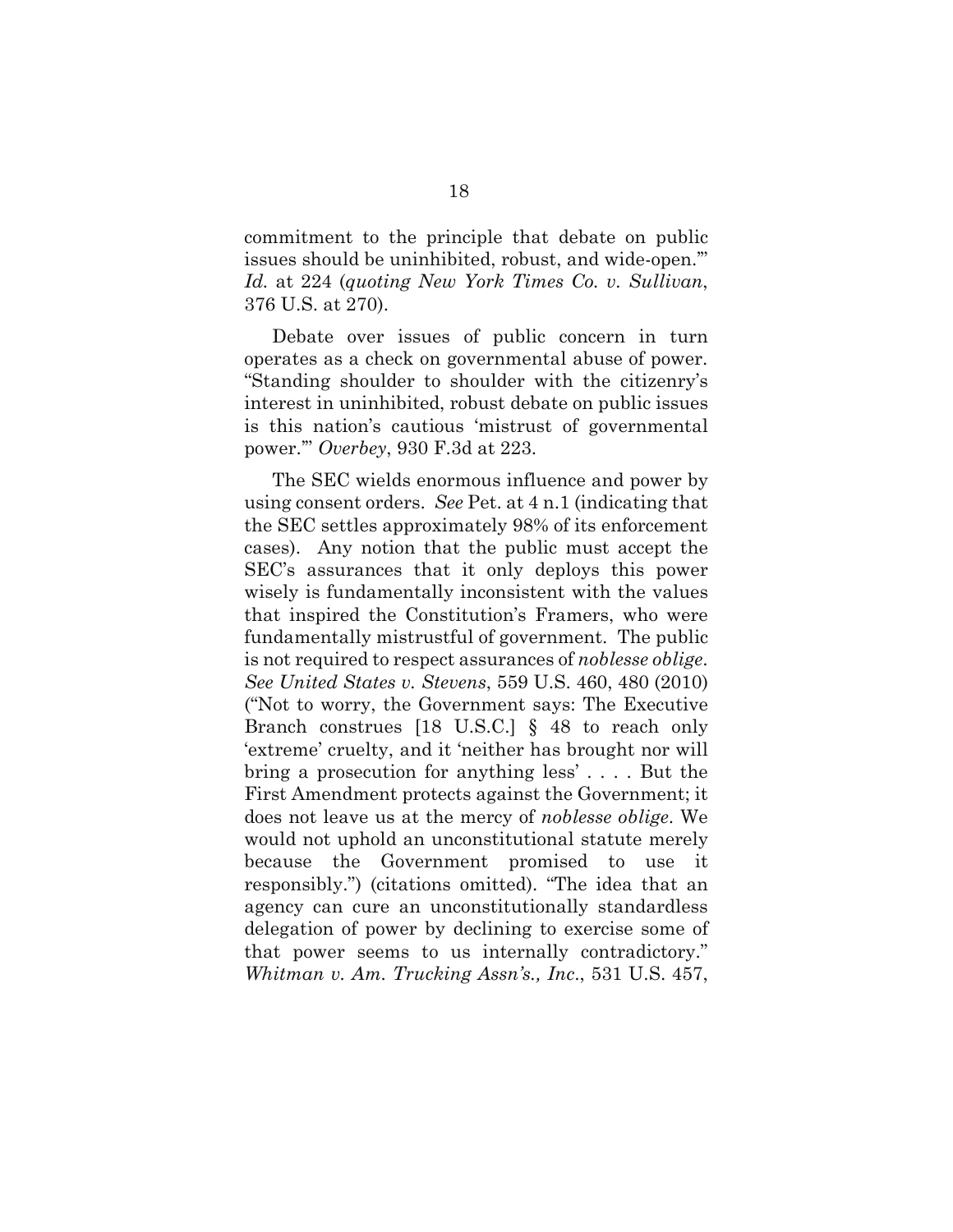commitment to the principle that debate on public issues should be uninhibited, robust, and wide-open.'" *Id.* at 224 (*quoting New York Times Co. v. Sullivan*, 376 U.S. at 270).

Debate over issues of public concern in turn operates as a check on governmental abuse of power. "Standing shoulder to shoulder with the citizenry's interest in uninhibited, robust debate on public issues is this nation's cautious 'mistrust of governmental power.'" *Overbey*, 930 F.3d at 223.

The SEC wields enormous influence and power by using consent orders. *See* Pet. at 4 n.1 (indicating that the SEC settles approximately 98% of its enforcement cases). Any notion that the public must accept the SEC's assurances that it only deploys this power wisely is fundamentally inconsistent with the values that inspired the Constitution's Framers, who were fundamentally mistrustful of government. The public is not required to respect assurances of *noblesse oblige*. *See United States v. Stevens*, 559 U.S. 460, 480 (2010) ("Not to worry, the Government says: The Executive Branch construes [18 U.S.C.] § 48 to reach only 'extreme' cruelty, and it 'neither has brought nor will bring a prosecution for anything less' . . . . But the First Amendment protects against the Government; it does not leave us at the mercy of *noblesse oblige*. We would not uphold an unconstitutional statute merely because the Government promised to use it responsibly.") (citations omitted). "The idea that an agency can cure an unconstitutionally standardless delegation of power by declining to exercise some of that power seems to us internally contradictory." *Whitman v. Am. Trucking Assn's., Inc.*, 531 U.S. 457,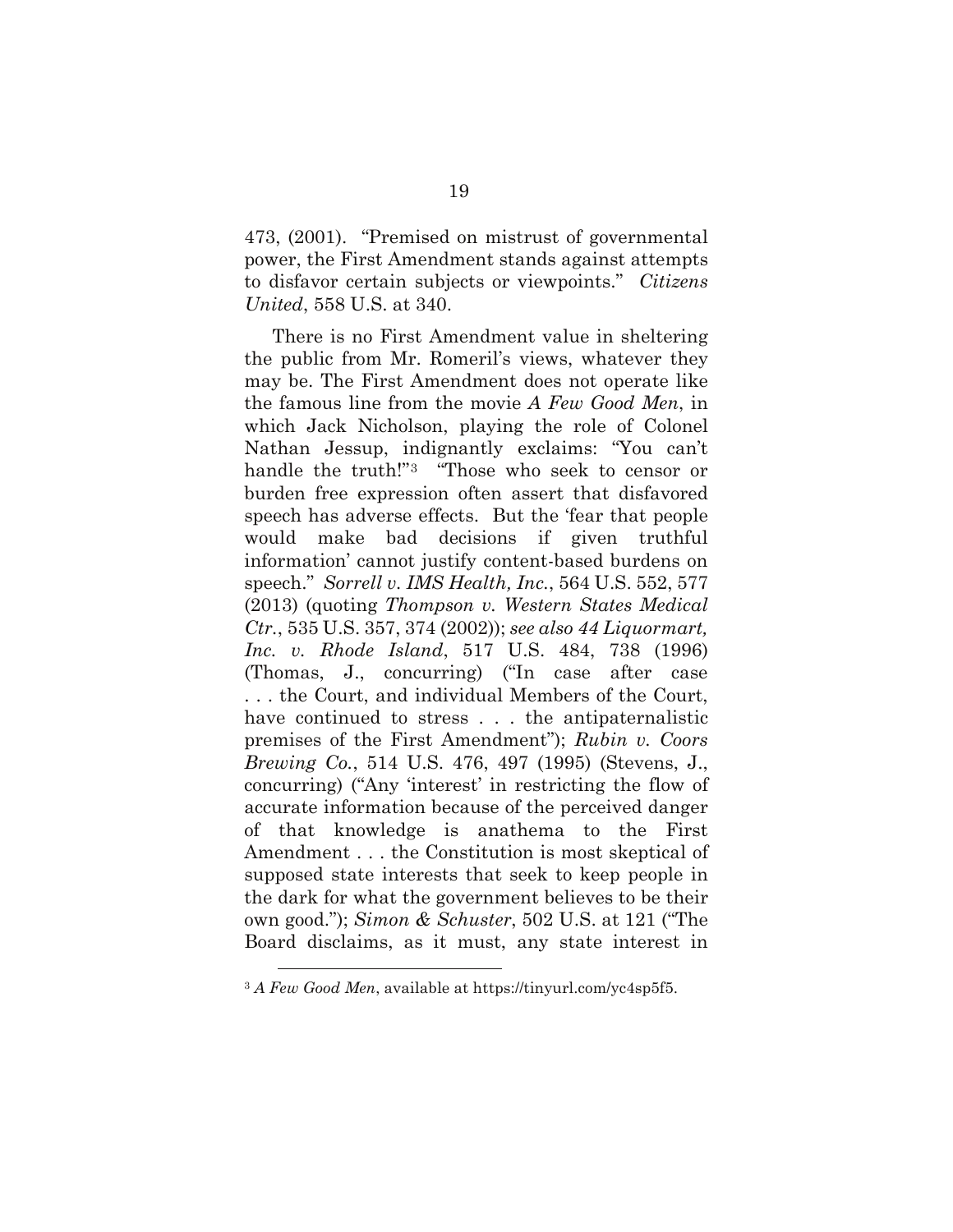473, (2001). "Premised on mistrust of governmental power, the First Amendment stands against attempts to disfavor certain subjects or viewpoints." *Citizens United*, 558 U.S. at 340.

There is no First Amendment value in sheltering the public from Mr. Romeril's views, whatever they may be. The First Amendment does not operate like the famous line from the movie *A Few Good Men*, in which Jack Nicholson, playing the role of Colonel Nathan Jessup, indignantly exclaims: "You can't handle the truth!"[3] "Those who seek to censor or burden free expression often assert that disfavored speech has adverse effects. But the 'fear that people would make bad decisions if given truthful information' cannot justify content-based burdens on speech." *Sorrell v. IMS Health, Inc.*, 564 U.S. 552, 577 (2013) (quoting *Thompson v. Western States Medical Ctr.*, 535 U.S. 357, 374 (2002)); *see also 44 Liquormart, Inc. v. Rhode Island*, 517 U.S. 484, 738 (1996) (Thomas, J., concurring) ("In case after case . . . the Court, and individual Members of the Court, have continued to stress . . . the antipaternalistic premises of the First Amendment"); *Rubin v. Coors Brewing Co.*, 514 U.S. 476, 497 (1995) (Stevens, J., concurring) ("Any 'interest' in restricting the flow of accurate information because of the perceived danger of that knowledge is anathema to the First Amendment . . . the Constitution is most skeptical of supposed state interests that seek to keep people in the dark for what the government believes to be their own good."); *Simon & Schuster*, 502 U.S. at 121 ("The Board disclaims, as it must, any state interest in

[3] *A Few Good Men*, available at https://tinyurl.com/yc4sp5f5.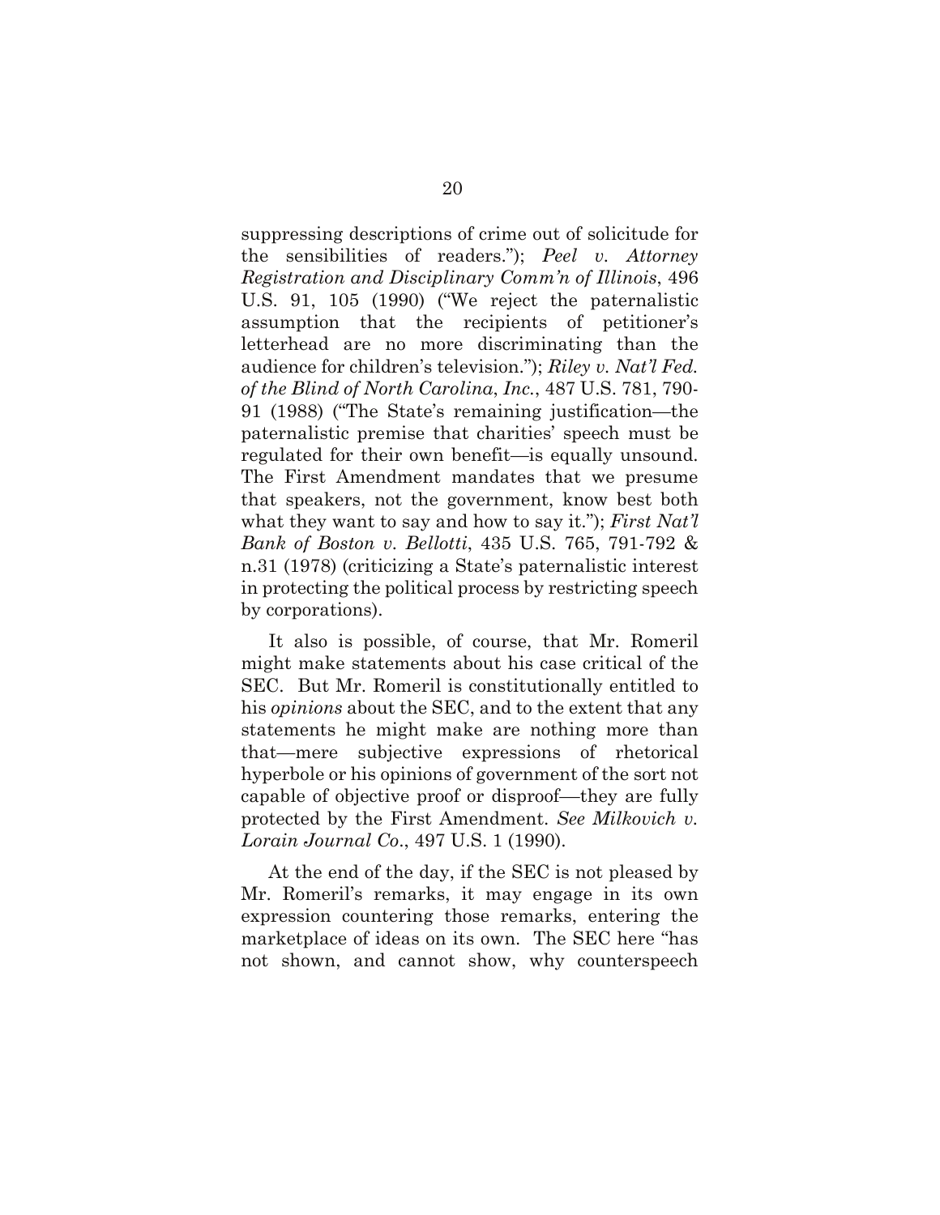suppressing descriptions of crime out of solicitude for the sensibilities of readers."); *Peel v. Attorney Registration and Disciplinary Comm'n of Illinois*, 496 U.S. 91, 105 (1990) ("We reject the paternalistic assumption that the recipients of petitioner's letterhead are no more discriminating than the audience for children's television."); *Riley v. Nat'l Fed. of the Blind of North Carolina, Inc.*, 487 U.S. 781, 790-91 (1988) ("The State's remaining justification—the paternalistic premise that charities' speech must be regulated for their own benefit—is equally unsound. The First Amendment mandates that we presume that speakers, not the government, know best both what they want to say and how to say it."); *First Nat'l Bank of Boston v. Bellotti*, 435 U.S. 765, 791-792 & n.31 (1978) (criticizing a State's paternalistic interest in protecting the political process by restricting speech by corporations).

It also is possible, of course, that Mr. Romeril might make statements about his case critical of the SEC. But Mr. Romeril is constitutionally entitled to his *opinions* about the SEC, and to the extent that any statements he might make are nothing more than that—mere subjective expressions of rhetorical hyperbole or his opinions of government of the sort not capable of objective proof or disproof—they are fully protected by the First Amendment. *See Milkovich v. Lorain Journal Co.*, 497 U.S. 1 (1990).

At the end of the day, if the SEC is not pleased by Mr. Romeril's remarks, it may engage in its own expression countering those remarks, entering the marketplace of ideas on its own. The SEC here "has not shown, and cannot show, why counterspeech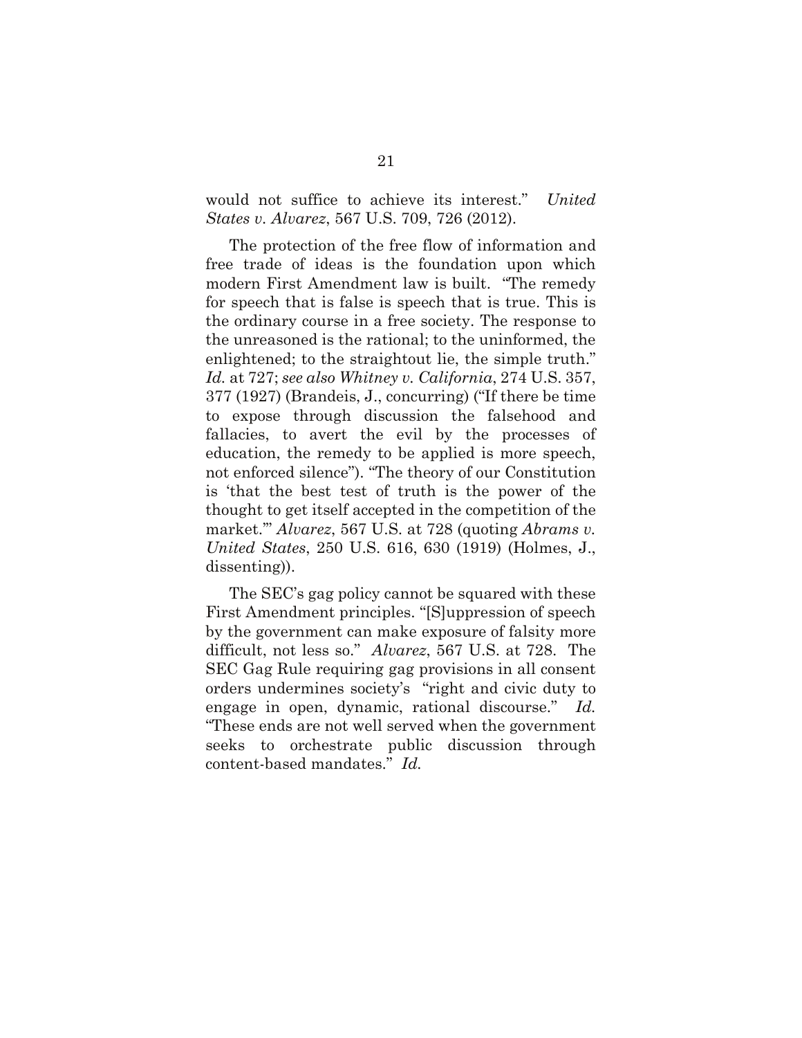would not suffice to achieve its interest." *United States v. Alvarez*, 567 U.S. 709, 726 (2012).

The protection of the free flow of information and free trade of ideas is the foundation upon which modern First Amendment law is built. "The remedy for speech that is false is speech that is true. This is the ordinary course in a free society. The response to the unreasoned is the rational; to the uninformed, the enlightened; to the straightout lie, the simple truth." *Id.* at 727; *see also Whitney v. California*, 274 U.S. 357, 377 (1927) (Brandeis, J., concurring) ("If there be time to expose through discussion the falsehood and fallacies, to avert the evil by the processes of education, the remedy to be applied is more speech, not enforced silence"). "The theory of our Constitution is 'that the best test of truth is the power of the thought to get itself accepted in the competition of the market.'" *Alvarez*, 567 U.S. at 728 (quoting *Abrams v. United States*, 250 U.S. 616, 630 (1919) (Holmes, J., dissenting)).

The SEC's gag policy cannot be squared with these First Amendment principles. "[S]uppression of speech by the government can make exposure of falsity more difficult, not less so." *Alvarez*, 567 U.S. at 728. The SEC Gag Rule requiring gag provisions in all consent orders undermines society's "right and civic duty to engage in open, dynamic, rational discourse." *Id.* "These ends are not well served when the government seeks to orchestrate public discussion through content-based mandates." *Id.*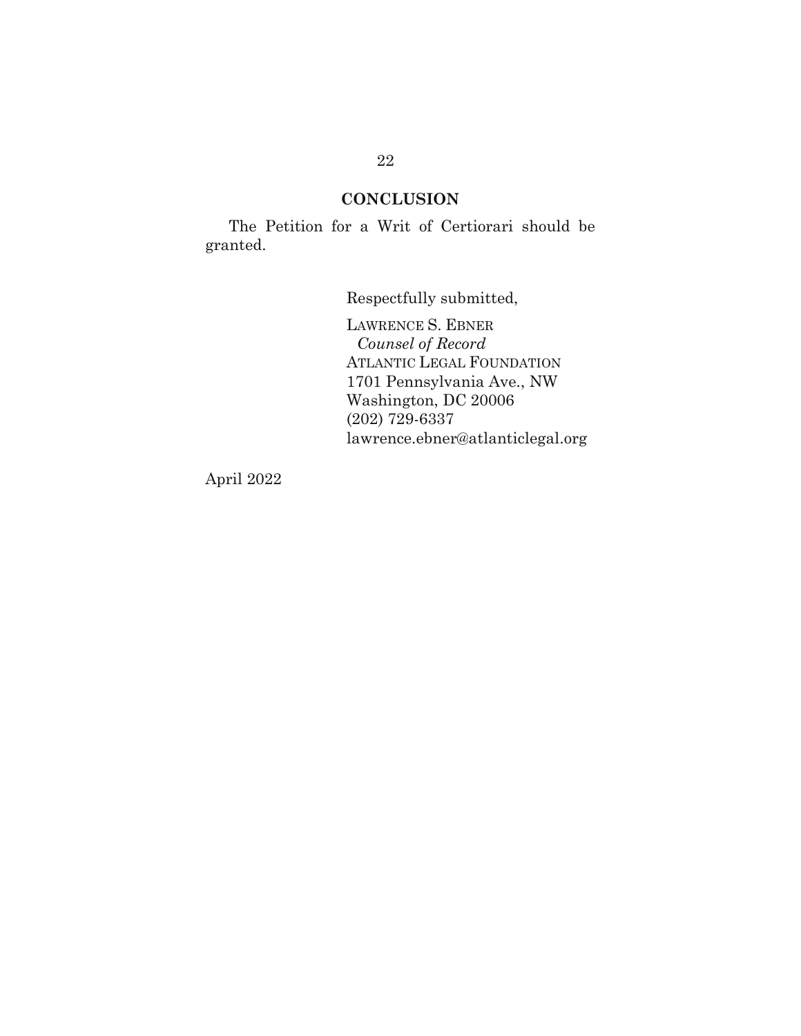## CONCLUSION

The Petition for a Writ of Certiorari should be granted.

Respectfully submitted,

LAWRENCE S. EBNER
*Counsel of Record*
ATLANTIC LEGAL FOUNDATION
1701 Pennsylvania Ave., NW
Washington, DC 20006
(202) 729-6337
lawrence.ebner@atlanticlegal.org

April 2022